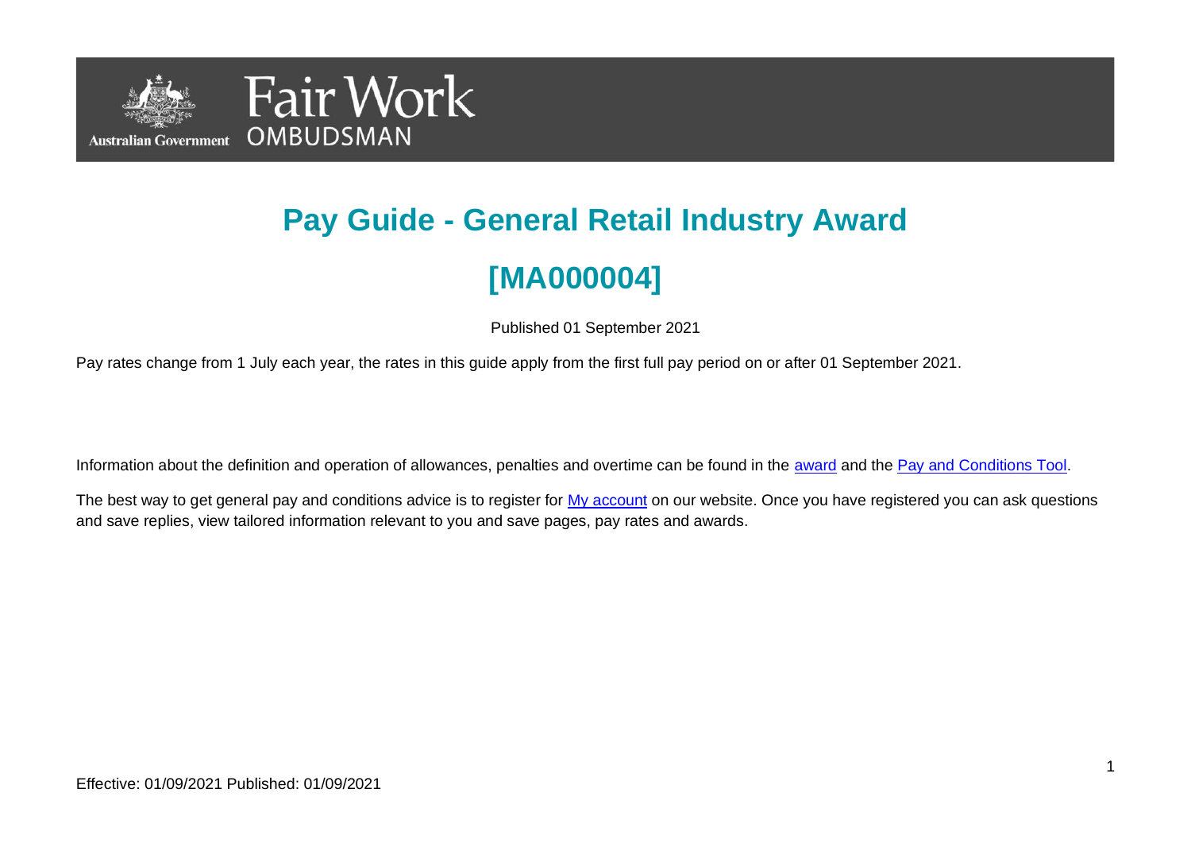# Pay Guide - General Retail Industry Award

# [MA000004]

Published 01 September 2021

Pay rates change from 1 July each year, the rates in this guide apply from the first full pay period on or after 01 September 2021.

Information about the definition and operation of allowances, penalties and overtime can be found in the award and the Pay and Conditions Tool.

The best way to get general pay and conditions advice is to register for My account on our website. Once you have registered you can ask questions and save replies, view tailored information relevant to you and save pages, pay rates and awards.

Effective: 01/09/2021 Published: 01/09/2021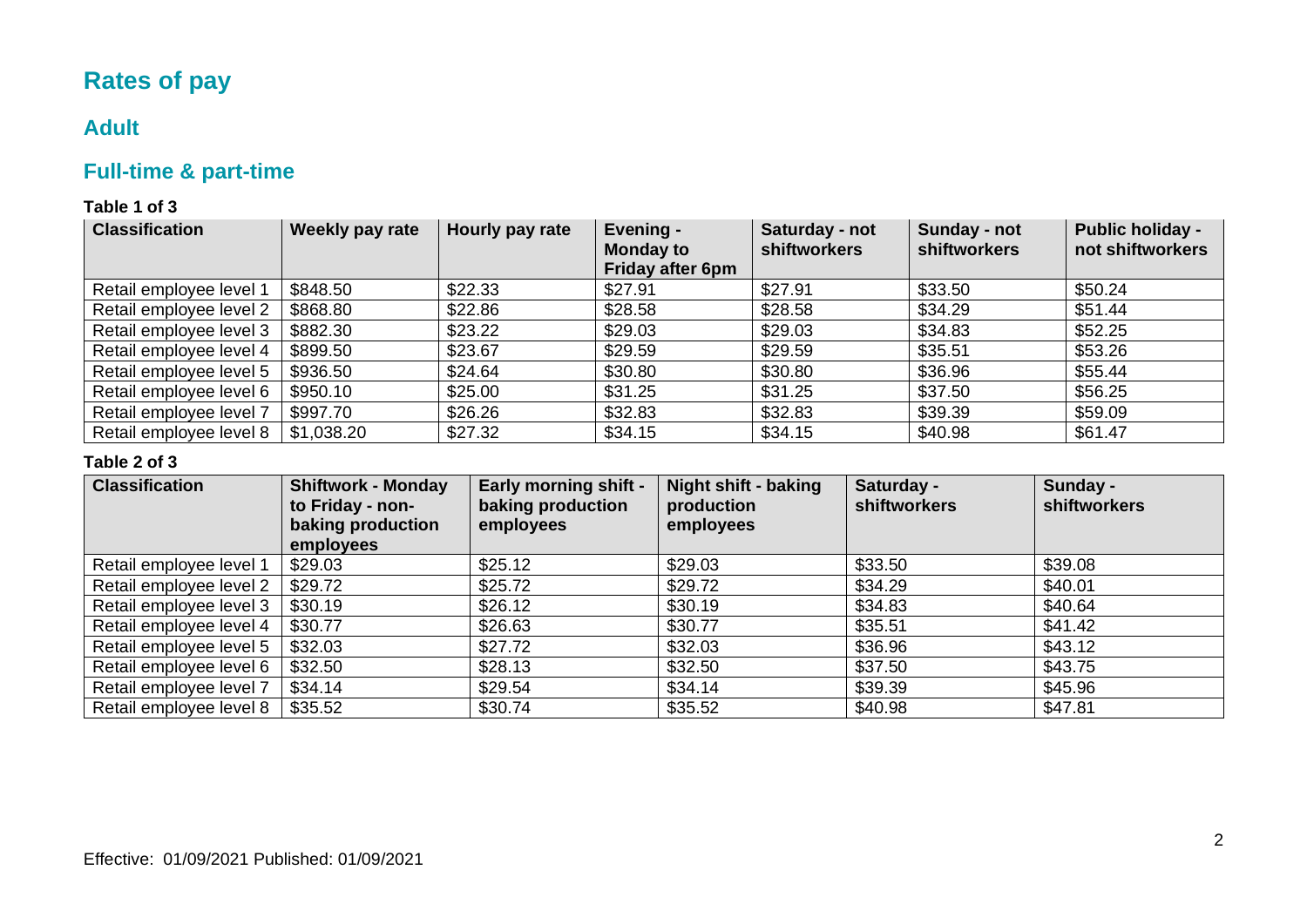# Rates of pay

## Adult

## Full-time & part-time

**Table 1 of 3**

| Classification | Weekly pay rate | Hourly pay rate | Evening - Monday to Friday after 6pm | Saturday - not shiftworkers | Sunday - not shiftworkers | Public holiday - not shiftworkers |
| --- | --- | --- | --- | --- | --- | --- |
| Retail employee level 1 | $848.50 | $22.33 | $27.91 | $27.91 | $33.50 | $50.24 |
| Retail employee level 2 | $868.80 | $22.86 | $28.58 | $28.58 | $34.29 | $51.44 |
| Retail employee level 3 | $882.30 | $23.22 | $29.03 | $29.03 | $34.83 | $52.25 |
| Retail employee level 4 | $899.50 | $23.67 | $29.59 | $29.59 | $35.51 | $53.26 |
| Retail employee level 5 | $936.50 | $24.64 | $30.80 | $30.80 | $36.96 | $55.44 |
| Retail employee level 6 | $950.10 | $25.00 | $31.25 | $31.25 | $37.50 | $56.25 |
| Retail employee level 7 | $997.70 | $26.26 | $32.83 | $32.83 | $39.39 | $59.09 |
| Retail employee level 8 | $1,038.20 | $27.32 | $34.15 | $34.15 | $40.98 | $61.47 |

**Table 2 of 3**

| Classification | Shiftwork - Monday to Friday - non-baking production employees | Early morning shift - baking production employees | Night shift - baking production employees | Saturday - shiftworkers | Sunday - shiftworkers |
| --- | --- | --- | --- | --- | --- |
| Retail employee level 1 | $29.03 | $25.12 | $29.03 | $33.50 | $39.08 |
| Retail employee level 2 | $29.72 | $25.72 | $29.72 | $34.29 | $40.01 |
| Retail employee level 3 | $30.19 | $26.12 | $30.19 | $34.83 | $40.64 |
| Retail employee level 4 | $30.77 | $26.63 | $30.77 | $35.51 | $41.42 |
| Retail employee level 5 | $32.03 | $27.72 | $32.03 | $36.96 | $43.12 |
| Retail employee level 6 | $32.50 | $28.13 | $32.50 | $37.50 | $43.75 |
| Retail employee level 7 | $34.14 | $29.54 | $34.14 | $39.39 | $45.96 |
| Retail employee level 8 | $35.52 | $30.74 | $35.52 | $40.98 | $47.81 |

Effective: 01/09/2021 Published: 01/09/2021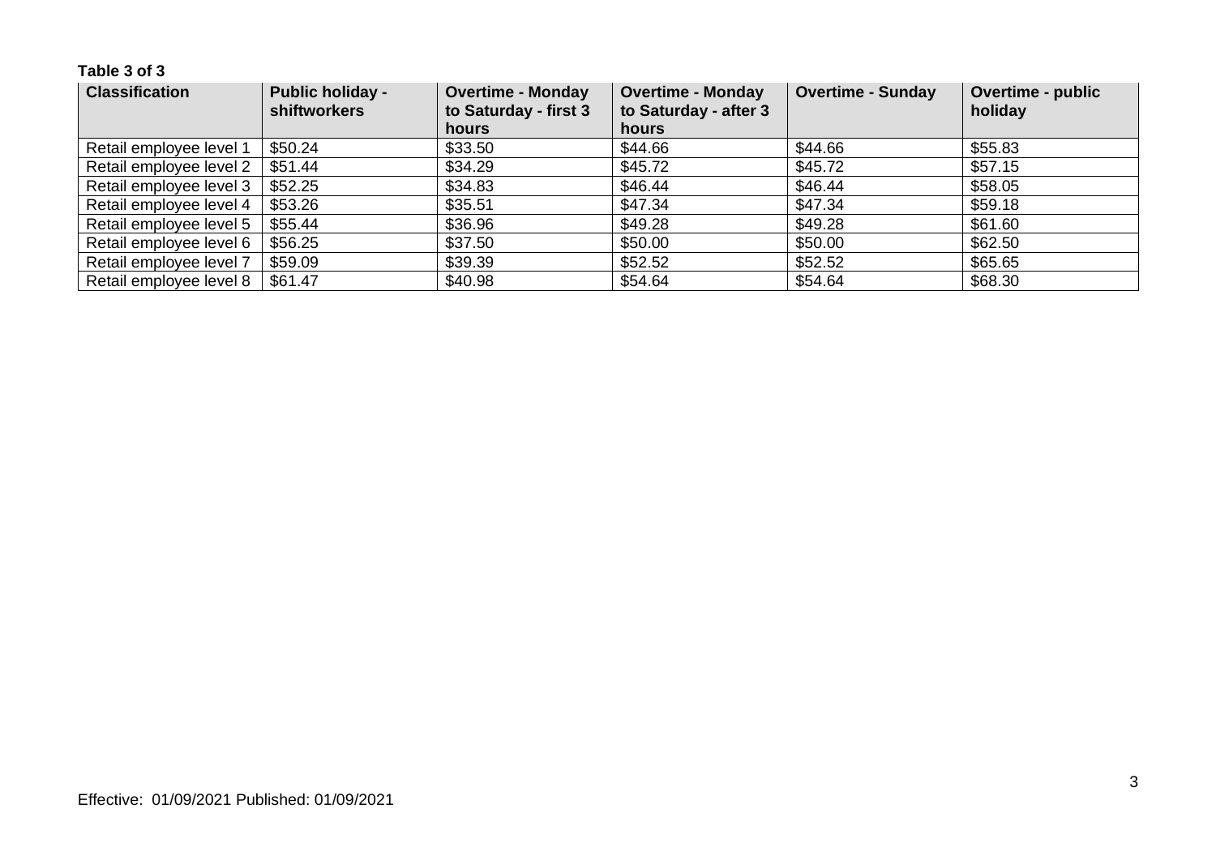**Table 3 of 3**

| Classification | Public holiday - shiftworkers | Overtime - Monday to Saturday - first 3 hours | Overtime - Monday to Saturday - after 3 hours | Overtime - Sunday | Overtime - public holiday |
|---|---|---|---|---|---|
| Retail employee level 1 | $50.24 | $33.50 | $44.66 | $44.66 | $55.83 |
| Retail employee level 2 | $51.44 | $34.29 | $45.72 | $45.72 | $57.15 |
| Retail employee level 3 | $52.25 | $34.83 | $46.44 | $46.44 | $58.05 |
| Retail employee level 4 | $53.26 | $35.51 | $47.34 | $47.34 | $59.18 |
| Retail employee level 5 | $55.44 | $36.96 | $49.28 | $49.28 | $61.60 |
| Retail employee level 6 | $56.25 | $37.50 | $50.00 | $50.00 | $62.50 |
| Retail employee level 7 | $59.09 | $39.39 | $52.52 | $52.52 | $65.65 |
| Retail employee level 8 | $61.47 | $40.98 | $54.64 | $54.64 | $68.30 |

Effective: 01/09/2021 Published: 01/09/2021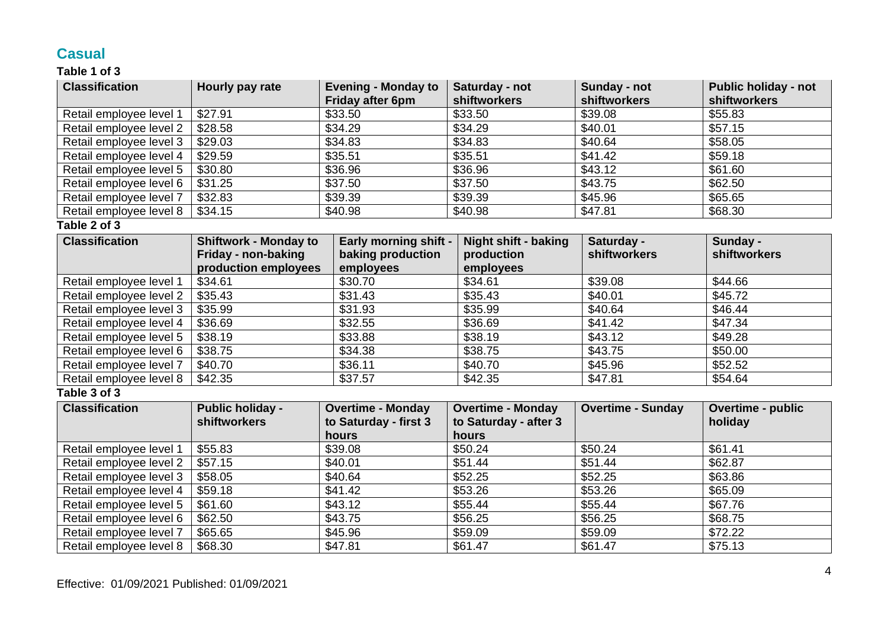## Casual

**Table 1 of 3**

| Classification | Hourly pay rate | Evening - Monday to Friday after 6pm | Saturday - not shiftworkers | Sunday - not shiftworkers | Public holiday - not shiftworkers |
|---|---|---|---|---|---|
| Retail employee level 1 | $27.91 | $33.50 | $33.50 | $39.08 | $55.83 |
| Retail employee level 2 | $28.58 | $34.29 | $34.29 | $40.01 | $57.15 |
| Retail employee level 3 | $29.03 | $34.83 | $34.83 | $40.64 | $58.05 |
| Retail employee level 4 | $29.59 | $35.51 | $35.51 | $41.42 | $59.18 |
| Retail employee level 5 | $30.80 | $36.96 | $36.96 | $43.12 | $61.60 |
| Retail employee level 6 | $31.25 | $37.50 | $37.50 | $43.75 | $62.50 |
| Retail employee level 7 | $32.83 | $39.39 | $39.39 | $45.96 | $65.65 |
| Retail employee level 8 | $34.15 | $40.98 | $40.98 | $47.81 | $68.30 |

**Table 2 of 3**

| Classification | Shiftwork - Monday to Friday - non-baking production employees | Early morning shift - baking production employees | Night shift - baking production employees | Saturday - shiftworkers | Sunday - shiftworkers |
|---|---|---|---|---|---|
| Retail employee level 1 | $34.61 | $30.70 | $34.61 | $39.08 | $44.66 |
| Retail employee level 2 | $35.43 | $31.43 | $35.43 | $40.01 | $45.72 |
| Retail employee level 3 | $35.99 | $31.93 | $35.99 | $40.64 | $46.44 |
| Retail employee level 4 | $36.69 | $32.55 | $36.69 | $41.42 | $47.34 |
| Retail employee level 5 | $38.19 | $33.88 | $38.19 | $43.12 | $49.28 |
| Retail employee level 6 | $38.75 | $34.38 | $38.75 | $43.75 | $50.00 |
| Retail employee level 7 | $40.70 | $36.11 | $40.70 | $45.96 | $52.52 |
| Retail employee level 8 | $42.35 | $37.57 | $42.35 | $47.81 | $54.64 |

**Table 3 of 3**

| Classification | Public holiday - shiftworkers | Overtime - Monday to Saturday - first 3 hours | Overtime - Monday to Saturday - after 3 hours | Overtime - Sunday | Overtime - public holiday |
|---|---|---|---|---|---|
| Retail employee level 1 | $55.83 | $39.08 | $50.24 | $50.24 | $61.41 |
| Retail employee level 2 | $57.15 | $40.01 | $51.44 | $51.44 | $62.87 |
| Retail employee level 3 | $58.05 | $40.64 | $52.25 | $52.25 | $63.86 |
| Retail employee level 4 | $59.18 | $41.42 | $53.26 | $53.26 | $65.09 |
| Retail employee level 5 | $61.60 | $43.12 | $55.44 | $55.44 | $67.76 |
| Retail employee level 6 | $62.50 | $43.75 | $56.25 | $56.25 | $68.75 |
| Retail employee level 7 | $65.65 | $45.96 | $59.09 | $59.09 | $72.22 |
| Retail employee level 8 | $68.30 | $47.81 | $61.47 | $61.47 | $75.13 |

Effective: 01/09/2021 Published: 01/09/2021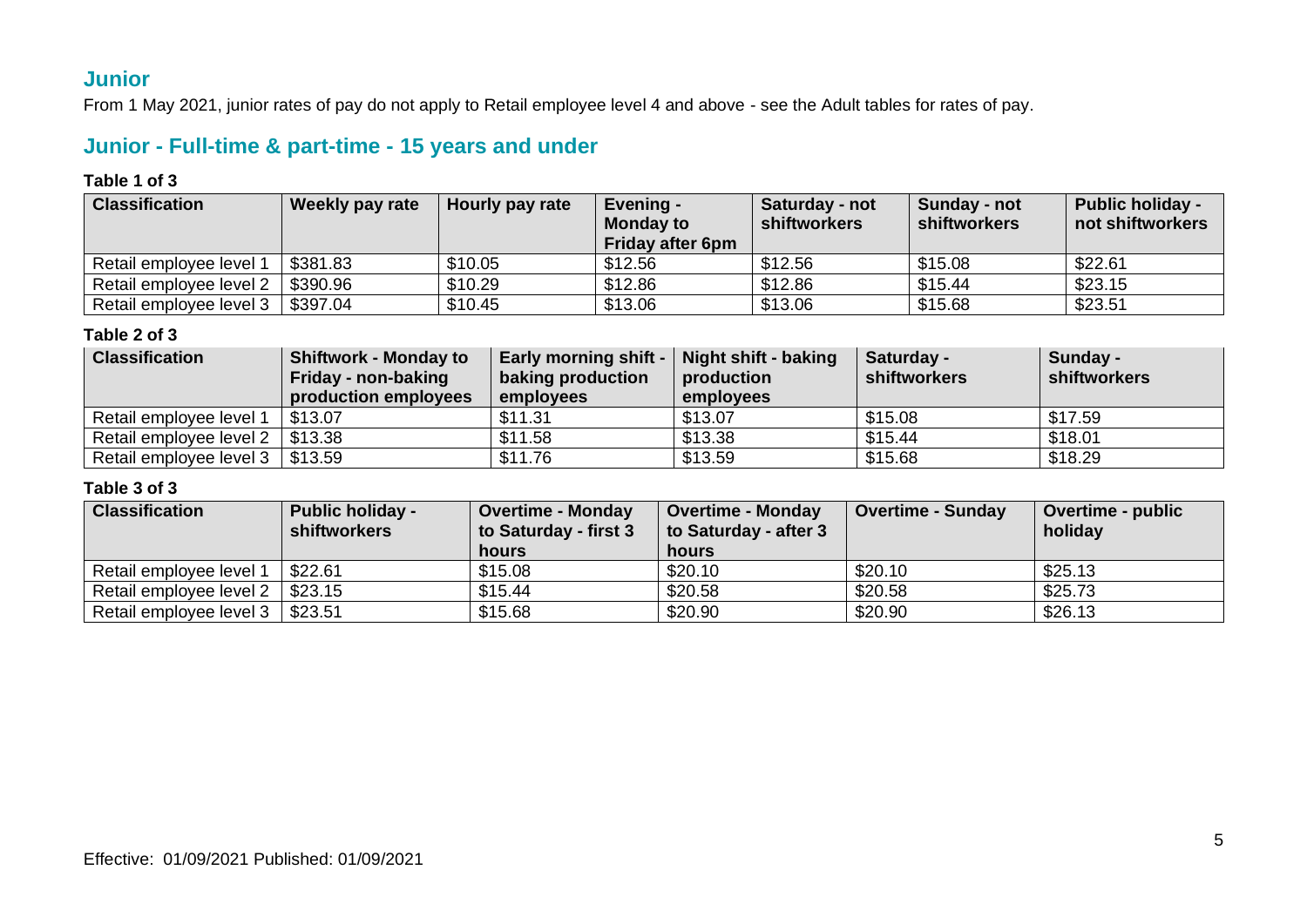## Junior

From 1 May 2021, junior rates of pay do not apply to Retail employee level 4 and above - see the Adult tables for rates of pay.

## Junior - Full-time & part-time - 15 years and under

**Table 1 of 3**

| Classification | Weekly pay rate | Hourly pay rate | Evening - Monday to Friday after 6pm | Saturday - not shiftworkers | Sunday - not shiftworkers | Public holiday - not shiftworkers |
|---|---|---|---|---|---|---|
| Retail employee level 1 | $381.83 | $10.05 | $12.56 | $12.56 | $15.08 | $22.61 |
| Retail employee level 2 | $390.96 | $10.29 | $12.86 | $12.86 | $15.44 | $23.15 |
| Retail employee level 3 | $397.04 | $10.45 | $13.06 | $13.06 | $15.68 | $23.51 |

**Table 2 of 3**

| Classification | Shiftwork - Monday to Friday - non-baking production employees | Early morning shift - baking production employees | Night shift - baking production employees | Saturday - shiftworkers | Sunday - shiftworkers |
|---|---|---|---|---|---|
| Retail employee level 1 | $13.07 | $11.31 | $13.07 | $15.08 | $17.59 |
| Retail employee level 2 | $13.38 | $11.58 | $13.38 | $15.44 | $18.01 |
| Retail employee level 3 | $13.59 | $11.76 | $13.59 | $15.68 | $18.29 |

**Table 3 of 3**

| Classification | Public holiday - shiftworkers | Overtime - Monday to Saturday - first 3 hours | Overtime - Monday to Saturday - after 3 hours | Overtime - Sunday | Overtime - public holiday |
|---|---|---|---|---|---|
| Retail employee level 1 | $22.61 | $15.08 | $20.10 | $20.10 | $25.13 |
| Retail employee level 2 | $23.15 | $15.44 | $20.58 | $20.58 | $25.73 |
| Retail employee level 3 | $23.51 | $15.68 | $20.90 | $20.90 | $26.13 |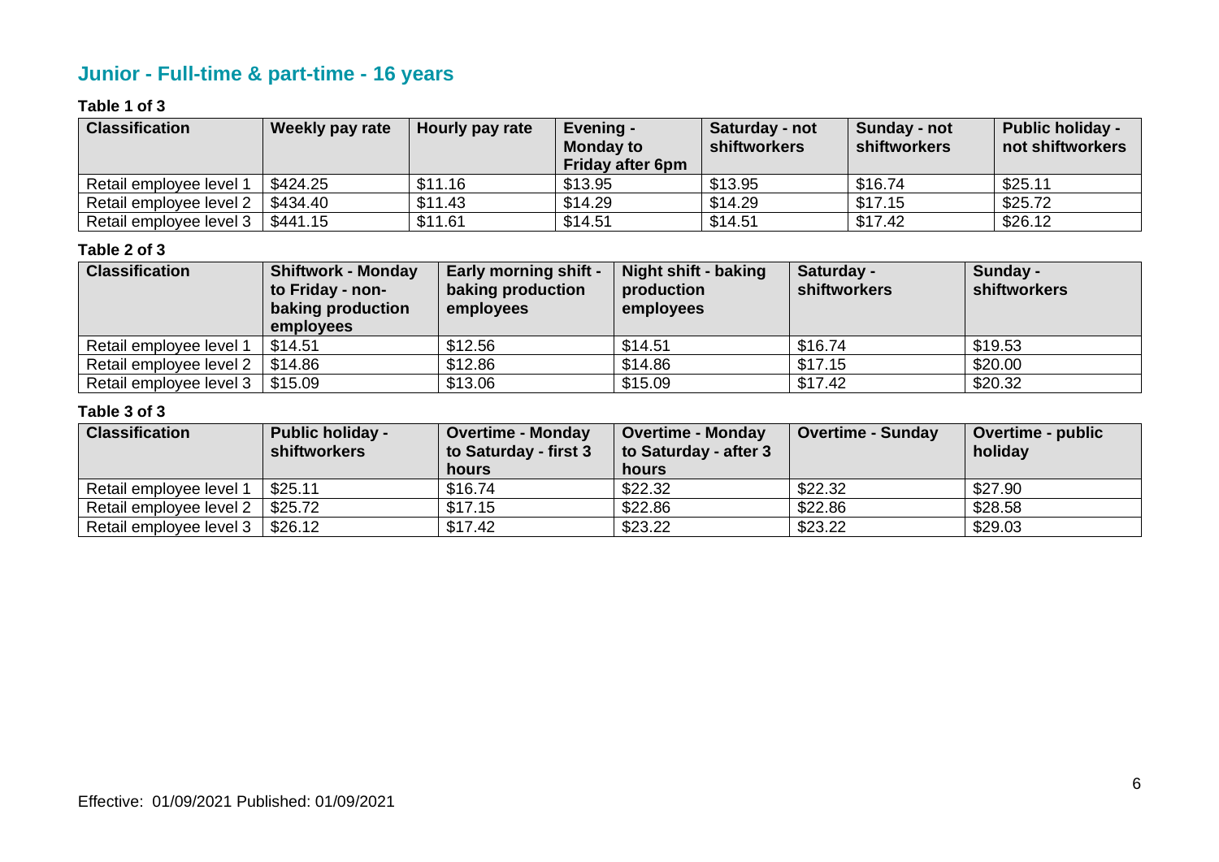## Junior - Full-time & part-time - 16 years

**Table 1 of 3**

| Classification | Weekly pay rate | Hourly pay rate | Evening - Monday to Friday after 6pm | Saturday - not shiftworkers | Sunday - not shiftworkers | Public holiday - not shiftworkers |
| --- | --- | --- | --- | --- | --- | --- |
| Retail employee level 1 | $424.25 | $11.16 | $13.95 | $13.95 | $16.74 | $25.11 |
| Retail employee level 2 | $434.40 | $11.43 | $14.29 | $14.29 | $17.15 | $25.72 |
| Retail employee level 3 | $441.15 | $11.61 | $14.51 | $14.51 | $17.42 | $26.12 |

**Table 2 of 3**

| Classification | Shiftwork - Monday to Friday - non-baking production employees | Early morning shift - baking production employees | Night shift - baking production employees | Saturday - shiftworkers | Sunday - shiftworkers |
| --- | --- | --- | --- | --- | --- |
| Retail employee level 1 | $14.51 | $12.56 | $14.51 | $16.74 | $19.53 |
| Retail employee level 2 | $14.86 | $12.86 | $14.86 | $17.15 | $20.00 |
| Retail employee level 3 | $15.09 | $13.06 | $15.09 | $17.42 | $20.32 |

**Table 3 of 3**

| Classification | Public holiday - shiftworkers | Overtime - Monday to Saturday - first 3 hours | Overtime - Monday to Saturday - after 3 hours | Overtime - Sunday | Overtime - public holiday |
| --- | --- | --- | --- | --- | --- |
| Retail employee level 1 | $25.11 | $16.74 | $22.32 | $22.32 | $27.90 |
| Retail employee level 2 | $25.72 | $17.15 | $22.86 | $22.86 | $28.58 |
| Retail employee level 3 | $26.12 | $17.42 | $23.22 | $23.22 | $29.03 |

Effective: 01/09/2021 Published: 01/09/2021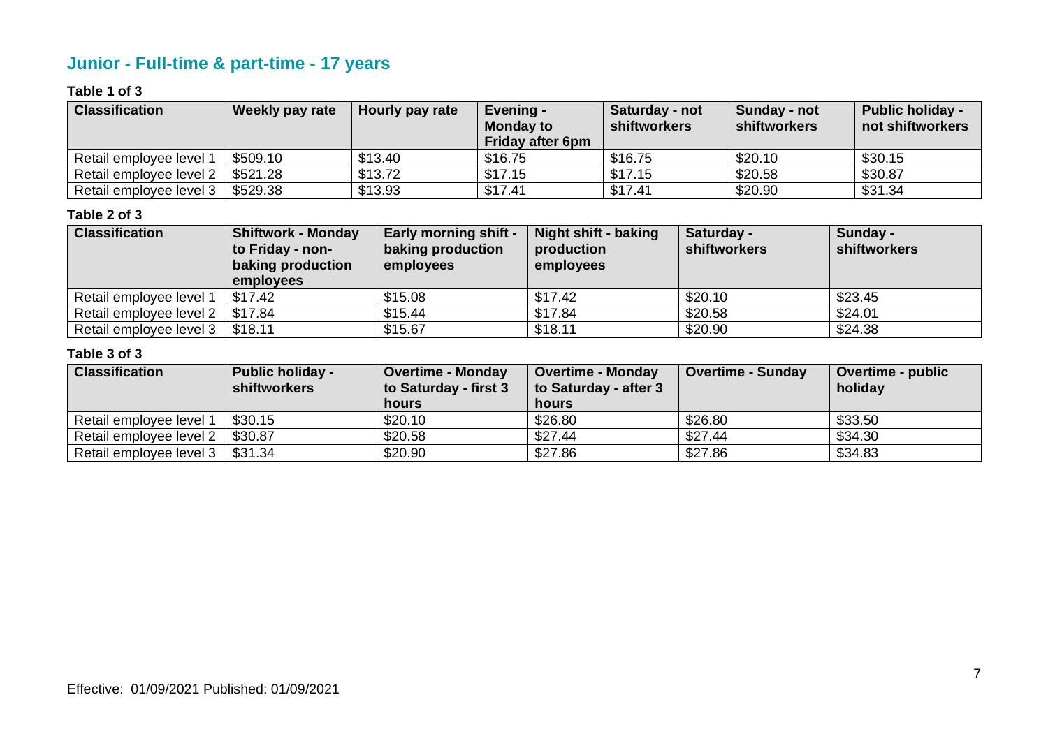## Junior - Full-time & part-time - 17 years

**Table 1 of 3**

| Classification | Weekly pay rate | Hourly pay rate | Evening - Monday to Friday after 6pm | Saturday - not shiftworkers | Sunday - not shiftworkers | Public holiday - not shiftworkers |
| --- | --- | --- | --- | --- | --- | --- |
| Retail employee level 1 | $509.10 | $13.40 | $16.75 | $16.75 | $20.10 | $30.15 |
| Retail employee level 2 | $521.28 | $13.72 | $17.15 | $17.15 | $20.58 | $30.87 |
| Retail employee level 3 | $529.38 | $13.93 | $17.41 | $17.41 | $20.90 | $31.34 |

**Table 2 of 3**

| Classification | Shiftwork - Monday to Friday - non-baking production employees | Early morning shift - baking production employees | Night shift - baking production employees | Saturday - shiftworkers | Sunday - shiftworkers |
| --- | --- | --- | --- | --- | --- |
| Retail employee level 1 | $17.42 | $15.08 | $17.42 | $20.10 | $23.45 |
| Retail employee level 2 | $17.84 | $15.44 | $17.84 | $20.58 | $24.01 |
| Retail employee level 3 | $18.11 | $15.67 | $18.11 | $20.90 | $24.38 |

**Table 3 of 3**

| Classification | Public holiday - shiftworkers | Overtime - Monday to Saturday - first 3 hours | Overtime - Monday to Saturday - after 3 hours | Overtime - Sunday | Overtime - public holiday |
| --- | --- | --- | --- | --- | --- |
| Retail employee level 1 | $30.15 | $20.10 | $26.80 | $26.80 | $33.50 |
| Retail employee level 2 | $30.87 | $20.58 | $27.44 | $27.44 | $34.30 |
| Retail employee level 3 | $31.34 | $20.90 | $27.86 | $27.86 | $34.83 |

Effective: 01/09/2021 Published: 01/09/2021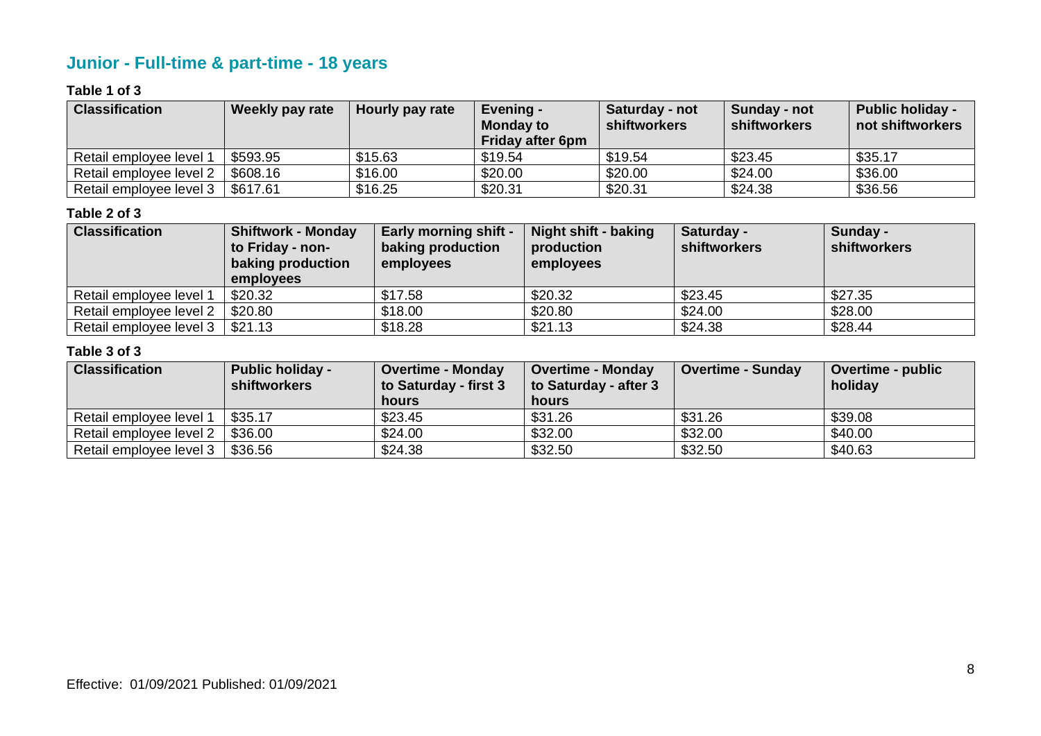## Junior - Full-time & part-time - 18 years

**Table 1 of 3**

| Classification | Weekly pay rate | Hourly pay rate | Evening - Monday to Friday after 6pm | Saturday - not shiftworkers | Sunday - not shiftworkers | Public holiday - not shiftworkers |
|---|---|---|---|---|---|---|
| Retail employee level 1 | $593.95 | $15.63 | $19.54 | $19.54 | $23.45 | $35.17 |
| Retail employee level 2 | $608.16 | $16.00 | $20.00 | $20.00 | $24.00 | $36.00 |
| Retail employee level 3 | $617.61 | $16.25 | $20.31 | $20.31 | $24.38 | $36.56 |

**Table 2 of 3**

| Classification | Shiftwork - Monday to Friday - non-baking production employees | Early morning shift - baking production employees | Night shift - baking production employees | Saturday - shiftworkers | Sunday - shiftworkers |
|---|---|---|---|---|---|
| Retail employee level 1 | $20.32 | $17.58 | $20.32 | $23.45 | $27.35 |
| Retail employee level 2 | $20.80 | $18.00 | $20.80 | $24.00 | $28.00 |
| Retail employee level 3 | $21.13 | $18.28 | $21.13 | $24.38 | $28.44 |

**Table 3 of 3**

| Classification | Public holiday - shiftworkers | Overtime - Monday to Saturday - first 3 hours | Overtime - Monday to Saturday - after 3 hours | Overtime - Sunday | Overtime - public holiday |
|---|---|---|---|---|---|
| Retail employee level 1 | $35.17 | $23.45 | $31.26 | $31.26 | $39.08 |
| Retail employee level 2 | $36.00 | $24.00 | $32.00 | $32.00 | $40.00 |
| Retail employee level 3 | $36.56 | $24.38 | $32.50 | $32.50 | $40.63 |

Effective: 01/09/2021 Published: 01/09/2021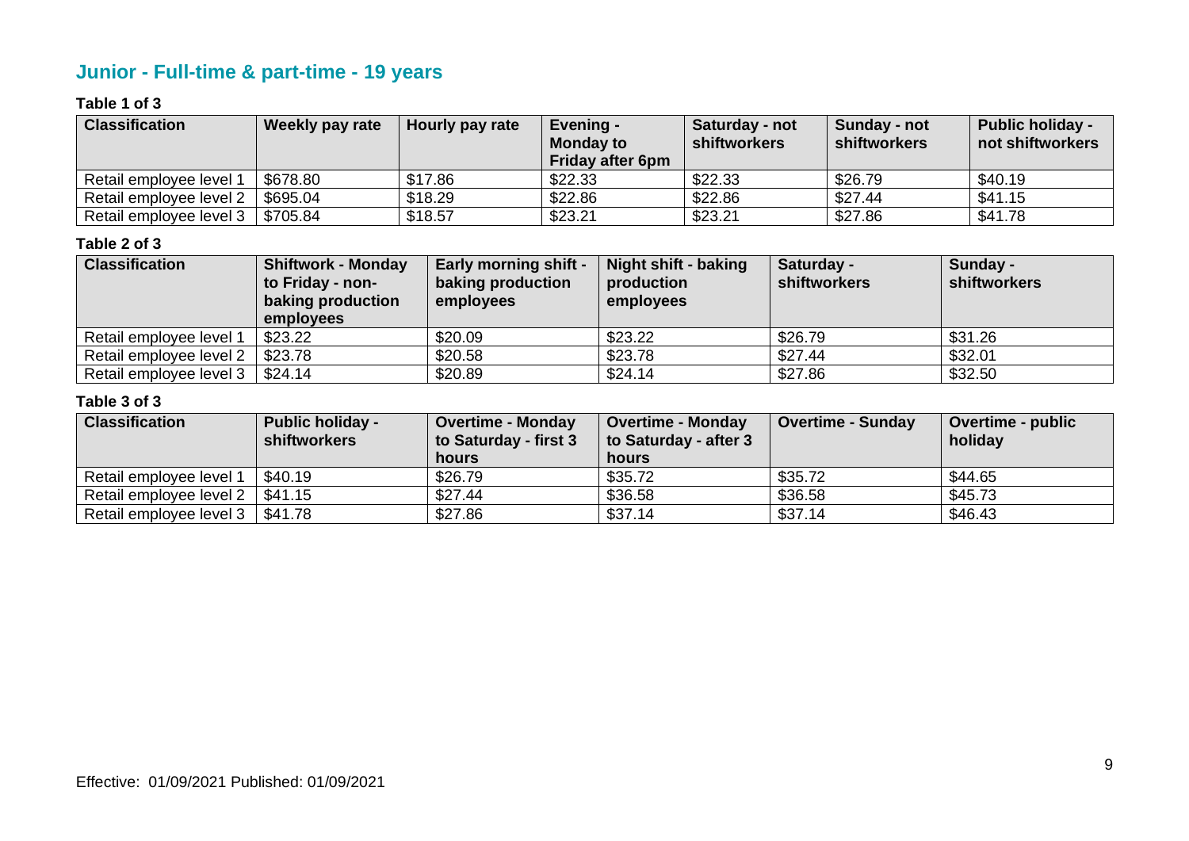## Junior - Full-time & part-time - 19 years

**Table 1 of 3**

| Classification | Weekly pay rate | Hourly pay rate | Evening - Monday to Friday after 6pm | Saturday - not shiftworkers | Sunday - not shiftworkers | Public holiday - not shiftworkers |
|---|---|---|---|---|---|---|
| Retail employee level 1 | $678.80 | $17.86 | $22.33 | $22.33 | $26.79 | $40.19 |
| Retail employee level 2 | $695.04 | $18.29 | $22.86 | $22.86 | $27.44 | $41.15 |
| Retail employee level 3 | $705.84 | $18.57 | $23.21 | $23.21 | $27.86 | $41.78 |

**Table 2 of 3**

| Classification | Shiftwork - Monday to Friday - non-baking production employees | Early morning shift - baking production employees | Night shift - baking production employees | Saturday - shiftworkers | Sunday - shiftworkers |
|---|---|---|---|---|---|
| Retail employee level 1 | $23.22 | $20.09 | $23.22 | $26.79 | $31.26 |
| Retail employee level 2 | $23.78 | $20.58 | $23.78 | $27.44 | $32.01 |
| Retail employee level 3 | $24.14 | $20.89 | $24.14 | $27.86 | $32.50 |

**Table 3 of 3**

| Classification | Public holiday - shiftworkers | Overtime - Monday to Saturday - first 3 hours | Overtime - Monday to Saturday - after 3 hours | Overtime - Sunday | Overtime - public holiday |
|---|---|---|---|---|---|
| Retail employee level 1 | $40.19 | $26.79 | $35.72 | $35.72 | $44.65 |
| Retail employee level 2 | $41.15 | $27.44 | $36.58 | $36.58 | $45.73 |
| Retail employee level 3 | $41.78 | $27.86 | $37.14 | $37.14 | $46.43 |

Effective: 01/09/2021 Published: 01/09/2021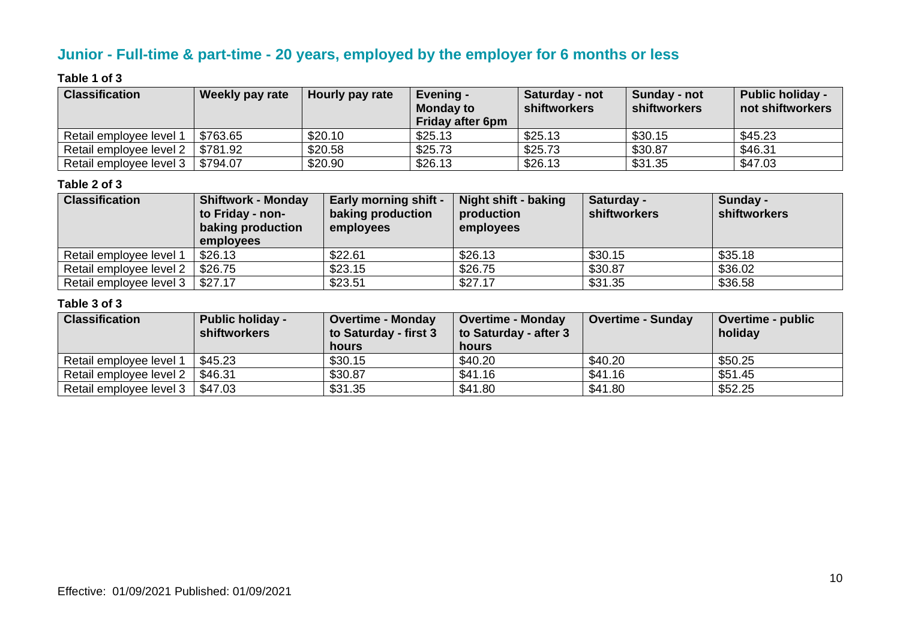## Junior - Full-time & part-time - 20 years, employed by the employer for 6 months or less

**Table 1 of 3**

| Classification | Weekly pay rate | Hourly pay rate | Evening - Monday to Friday after 6pm | Saturday - not shiftworkers | Sunday - not shiftworkers | Public holiday - not shiftworkers |
|---|---|---|---|---|---|---|
| Retail employee level 1 | $763.65 | $20.10 | $25.13 | $25.13 | $30.15 | $45.23 |
| Retail employee level 2 | $781.92 | $20.58 | $25.73 | $25.73 | $30.87 | $46.31 |
| Retail employee level 3 | $794.07 | $20.90 | $26.13 | $26.13 | $31.35 | $47.03 |

**Table 2 of 3**

| Classification | Shiftwork - Monday to Friday - non-baking production employees | Early morning shift - baking production employees | Night shift - baking production employees | Saturday - shiftworkers | Sunday - shiftworkers |
|---|---|---|---|---|---|
| Retail employee level 1 | $26.13 | $22.61 | $26.13 | $30.15 | $35.18 |
| Retail employee level 2 | $26.75 | $23.15 | $26.75 | $30.87 | $36.02 |
| Retail employee level 3 | $27.17 | $23.51 | $27.17 | $31.35 | $36.58 |

**Table 3 of 3**

| Classification | Public holiday - shiftworkers | Overtime - Monday to Saturday - first 3 hours | Overtime - Monday to Saturday - after 3 hours | Overtime - Sunday | Overtime - public holiday |
|---|---|---|---|---|---|
| Retail employee level 1 | $45.23 | $30.15 | $40.20 | $40.20 | $50.25 |
| Retail employee level 2 | $46.31 | $30.87 | $41.16 | $41.16 | $51.45 |
| Retail employee level 3 | $47.03 | $31.35 | $41.80 | $41.80 | $52.25 |

Effective: 01/09/2021 Published: 01/09/2021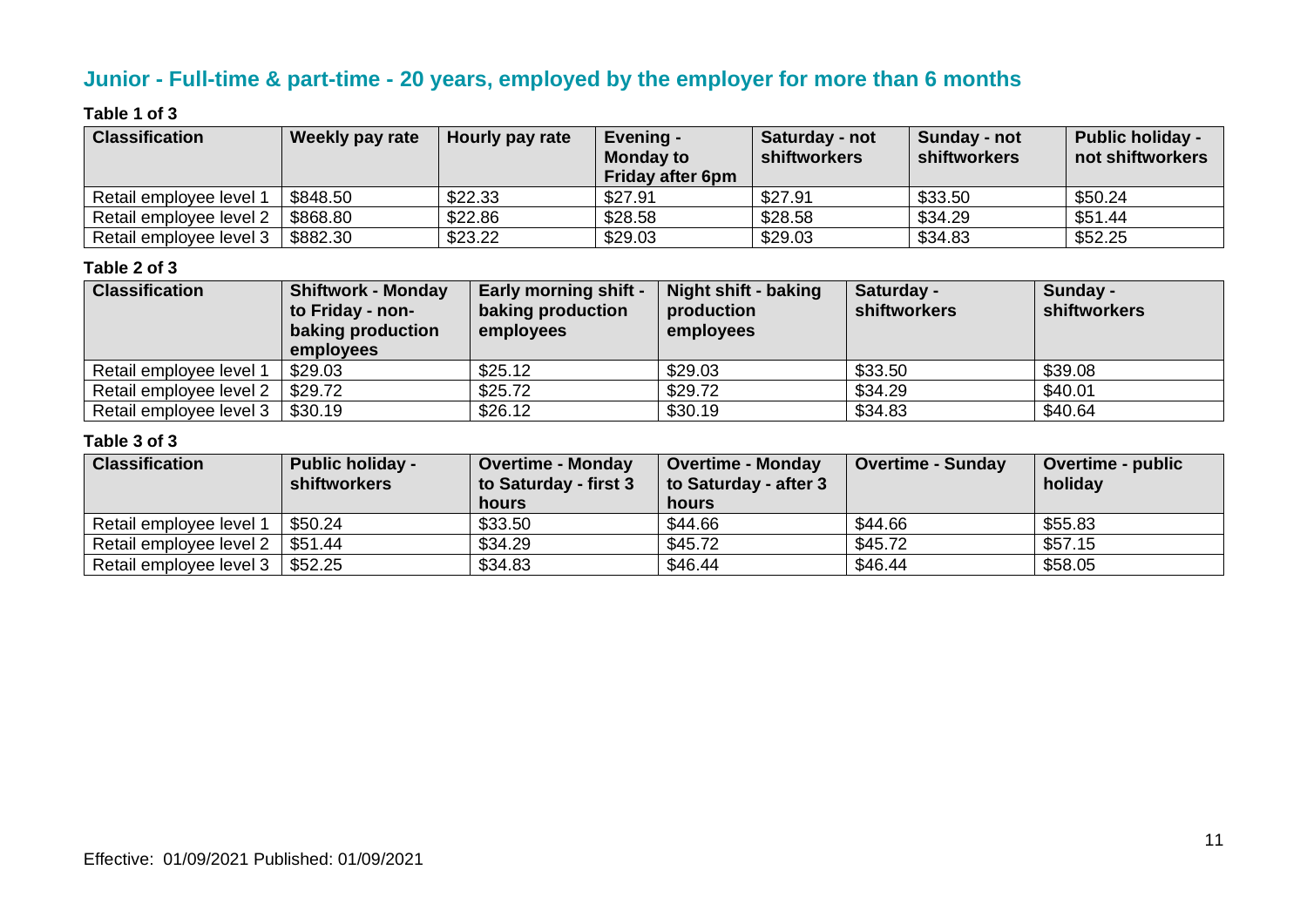## Junior - Full-time & part-time - 20 years, employed by the employer for more than 6 months

**Table 1 of 3**

| Classification | Weekly pay rate | Hourly pay rate | Evening - Monday to Friday after 6pm | Saturday - not shiftworkers | Sunday - not shiftworkers | Public holiday - not shiftworkers |
|---|---|---|---|---|---|---|
| Retail employee level 1 | $848.50 | $22.33 | $27.91 | $27.91 | $33.50 | $50.24 |
| Retail employee level 2 | $868.80 | $22.86 | $28.58 | $28.58 | $34.29 | $51.44 |
| Retail employee level 3 | $882.30 | $23.22 | $29.03 | $29.03 | $34.83 | $52.25 |

**Table 2 of 3**

| Classification | Shiftwork - Monday to Friday - non-baking production employees | Early morning shift - baking production employees | Night shift - baking production employees | Saturday - shiftworkers | Sunday - shiftworkers |
|---|---|---|---|---|---|
| Retail employee level 1 | $29.03 | $25.12 | $29.03 | $33.50 | $39.08 |
| Retail employee level 2 | $29.72 | $25.72 | $29.72 | $34.29 | $40.01 |
| Retail employee level 3 | $30.19 | $26.12 | $30.19 | $34.83 | $40.64 |

**Table 3 of 3**

| Classification | Public holiday - shiftworkers | Overtime - Monday to Saturday - first 3 hours | Overtime - Monday to Saturday - after 3 hours | Overtime - Sunday | Overtime - public holiday |
|---|---|---|---|---|---|
| Retail employee level 1 | $50.24 | $33.50 | $44.66 | $44.66 | $55.83 |
| Retail employee level 2 | $51.44 | $34.29 | $45.72 | $45.72 | $57.15 |
| Retail employee level 3 | $52.25 | $34.83 | $46.44 | $46.44 | $58.05 |

Effective: 01/09/2021 Published: 01/09/2021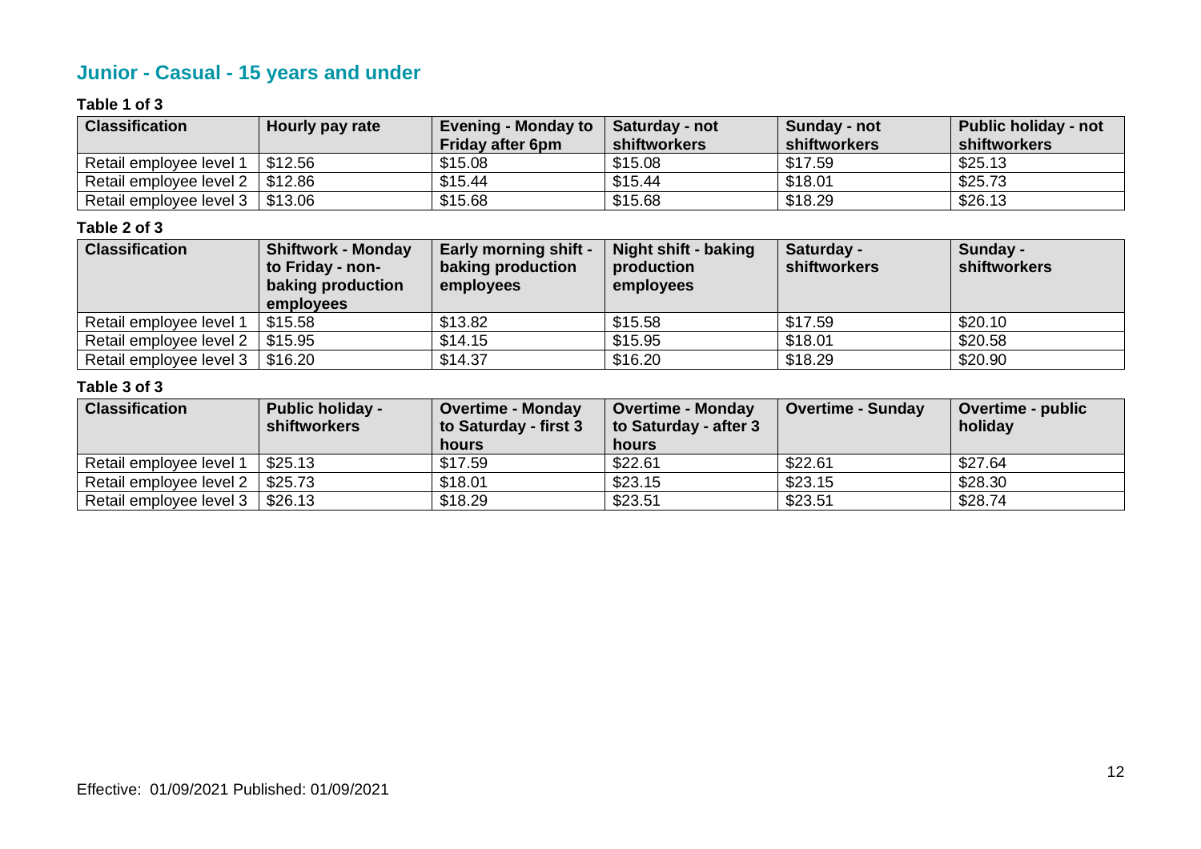## Junior - Casual - 15 years and under

**Table 1 of 3**

| Classification | Hourly pay rate | Evening - Monday to Friday after 6pm | Saturday - not shiftworkers | Sunday - not shiftworkers | Public holiday - not shiftworkers |
|---|---|---|---|---|---|
| Retail employee level 1 | $12.56 | $15.08 | $15.08 | $17.59 | $25.13 |
| Retail employee level 2 | $12.86 | $15.44 | $15.44 | $18.01 | $25.73 |
| Retail employee level 3 | $13.06 | $15.68 | $15.68 | $18.29 | $26.13 |

**Table 2 of 3**

| Classification | Shiftwork - Monday to Friday - non-baking production employees | Early morning shift - baking production employees | Night shift - baking production employees | Saturday - shiftworkers | Sunday - shiftworkers |
|---|---|---|---|---|---|
| Retail employee level 1 | $15.58 | $13.82 | $15.58 | $17.59 | $20.10 |
| Retail employee level 2 | $15.95 | $14.15 | $15.95 | $18.01 | $20.58 |
| Retail employee level 3 | $16.20 | $14.37 | $16.20 | $18.29 | $20.90 |

**Table 3 of 3**

| Classification | Public holiday - shiftworkers | Overtime - Monday to Saturday - first 3 hours | Overtime - Monday to Saturday - after 3 hours | Overtime - Sunday | Overtime - public holiday |
|---|---|---|---|---|---|
| Retail employee level 1 | $25.13 | $17.59 | $22.61 | $22.61 | $27.64 |
| Retail employee level 2 | $25.73 | $18.01 | $23.15 | $23.15 | $28.30 |
| Retail employee level 3 | $26.13 | $18.29 | $23.51 | $23.51 | $28.74 |

Effective: 01/09/2021 Published: 01/09/2021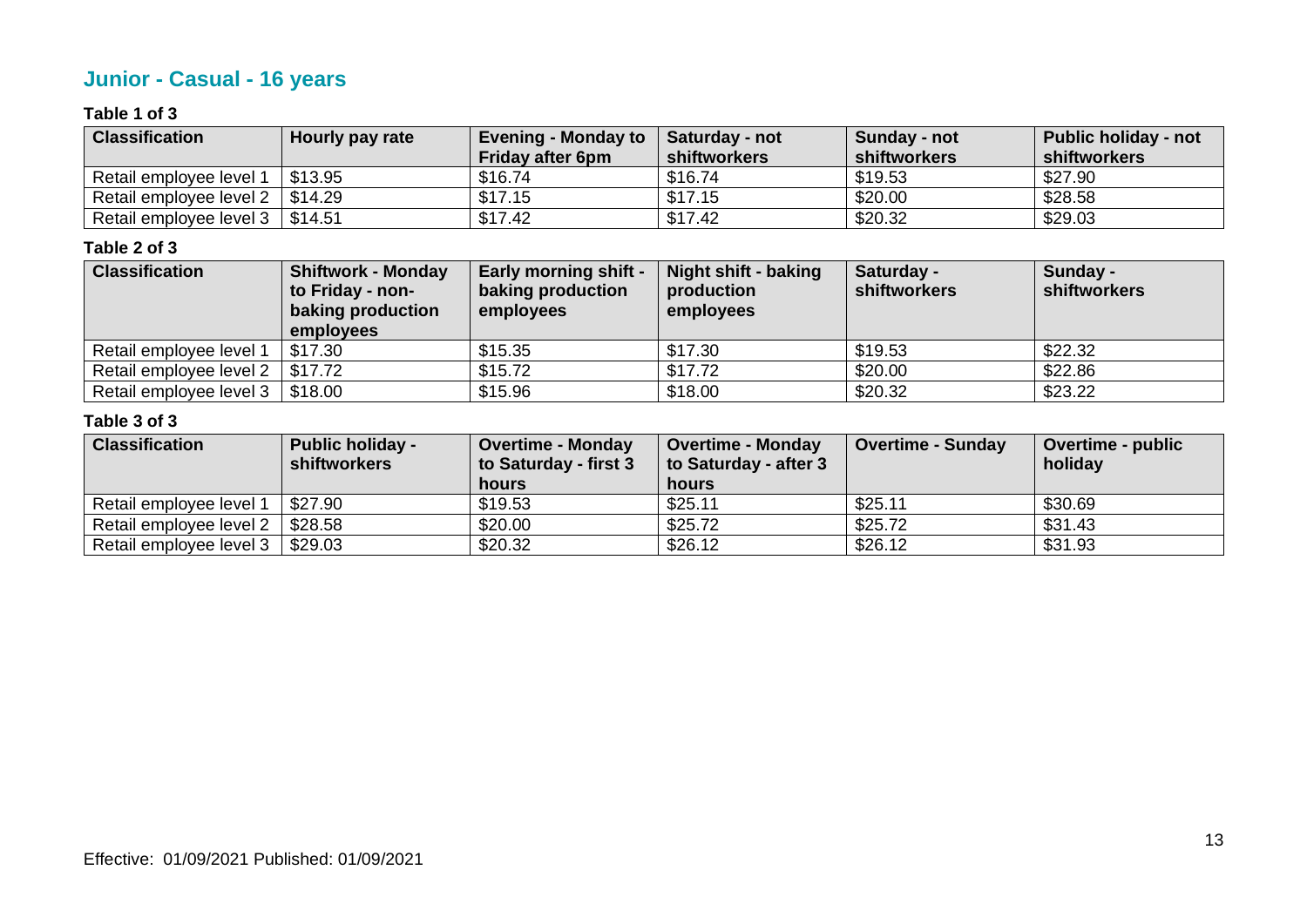## Junior - Casual - 16 years

**Table 1 of 3**

| Classification | Hourly pay rate | Evening - Monday to Friday after 6pm | Saturday - not shiftworkers | Sunday - not shiftworkers | Public holiday - not shiftworkers |
|---|---|---|---|---|---|
| Retail employee level 1 | $13.95 | $16.74 | $16.74 | $19.53 | $27.90 |
| Retail employee level 2 | $14.29 | $17.15 | $17.15 | $20.00 | $28.58 |
| Retail employee level 3 | $14.51 | $17.42 | $17.42 | $20.32 | $29.03 |

**Table 2 of 3**

| Classification | Shiftwork - Monday to Friday - non-baking production employees | Early morning shift - baking production employees | Night shift - baking production employees | Saturday - shiftworkers | Sunday - shiftworkers |
|---|---|---|---|---|---|
| Retail employee level 1 | $17.30 | $15.35 | $17.30 | $19.53 | $22.32 |
| Retail employee level 2 | $17.72 | $15.72 | $17.72 | $20.00 | $22.86 |
| Retail employee level 3 | $18.00 | $15.96 | $18.00 | $20.32 | $23.22 |

**Table 3 of 3**

| Classification | Public holiday - shiftworkers | Overtime - Monday to Saturday - first 3 hours | Overtime - Monday to Saturday - after 3 hours | Overtime - Sunday | Overtime - public holiday |
|---|---|---|---|---|---|
| Retail employee level 1 | $27.90 | $19.53 | $25.11 | $25.11 | $30.69 |
| Retail employee level 2 | $28.58 | $20.00 | $25.72 | $25.72 | $31.43 |
| Retail employee level 3 | $29.03 | $20.32 | $26.12 | $26.12 | $31.93 |

Effective: 01/09/2021 Published: 01/09/2021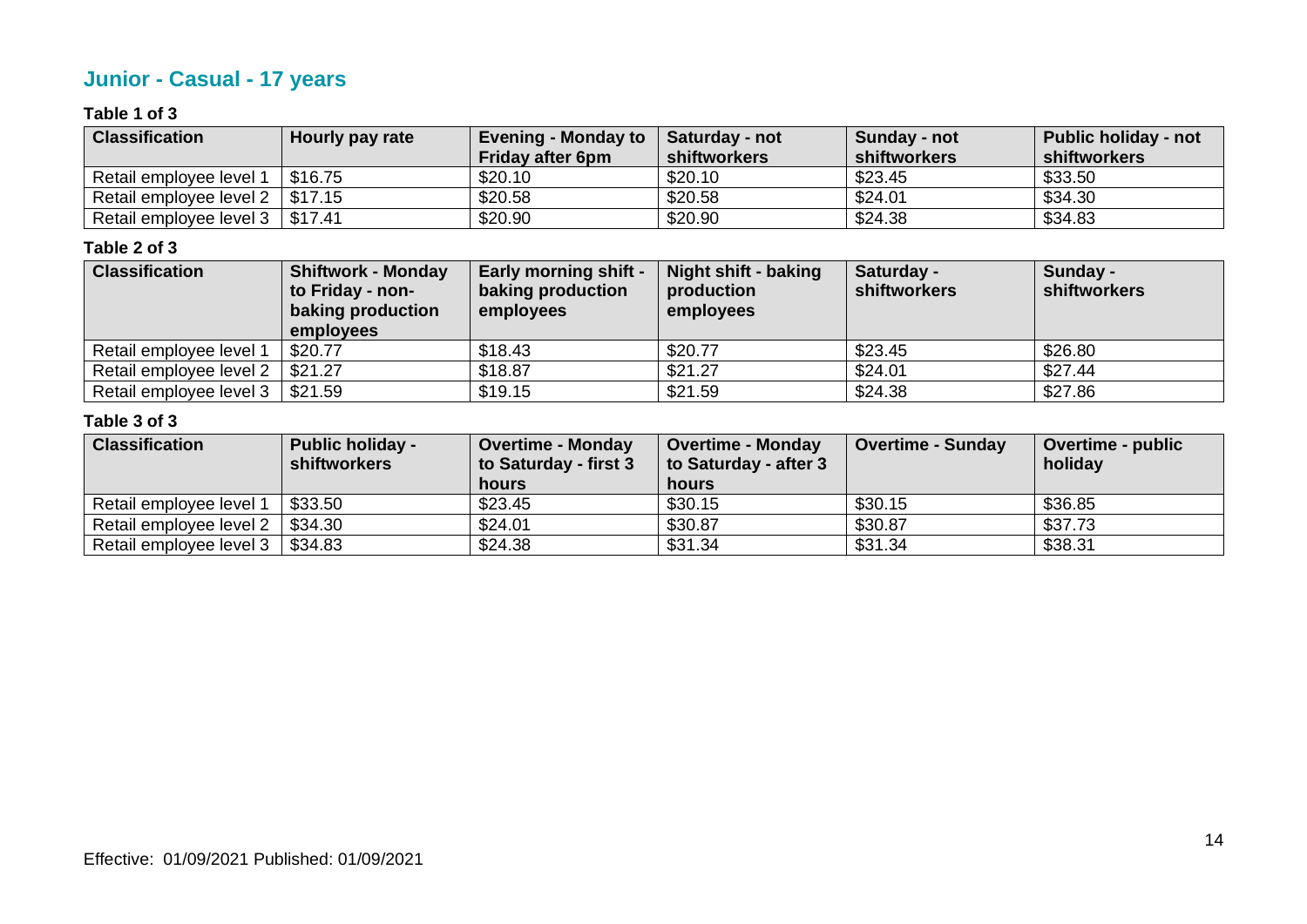## Junior - Casual - 17 years

**Table 1 of 3**

| Classification | Hourly pay rate | Evening - Monday to Friday after 6pm | Saturday - not shiftworkers | Sunday - not shiftworkers | Public holiday - not shiftworkers |
|---|---|---|---|---|---|
| Retail employee level 1 | $16.75 | $20.10 | $20.10 | $23.45 | $33.50 |
| Retail employee level 2 | $17.15 | $20.58 | $20.58 | $24.01 | $34.30 |
| Retail employee level 3 | $17.41 | $20.90 | $20.90 | $24.38 | $34.83 |

**Table 2 of 3**

| Classification | Shiftwork - Monday to Friday - non-baking production employees | Early morning shift - baking production employees | Night shift - baking production employees | Saturday - shiftworkers | Sunday - shiftworkers |
|---|---|---|---|---|---|
| Retail employee level 1 | $20.77 | $18.43 | $20.77 | $23.45 | $26.80 |
| Retail employee level 2 | $21.27 | $18.87 | $21.27 | $24.01 | $27.44 |
| Retail employee level 3 | $21.59 | $19.15 | $21.59 | $24.38 | $27.86 |

**Table 3 of 3**

| Classification | Public holiday - shiftworkers | Overtime - Monday to Saturday - first 3 hours | Overtime - Monday to Saturday - after 3 hours | Overtime - Sunday | Overtime - public holiday |
|---|---|---|---|---|---|
| Retail employee level 1 | $33.50 | $23.45 | $30.15 | $30.15 | $36.85 |
| Retail employee level 2 | $34.30 | $24.01 | $30.87 | $30.87 | $37.73 |
| Retail employee level 3 | $34.83 | $24.38 | $31.34 | $31.34 | $38.31 |

Effective: 01/09/2021 Published: 01/09/2021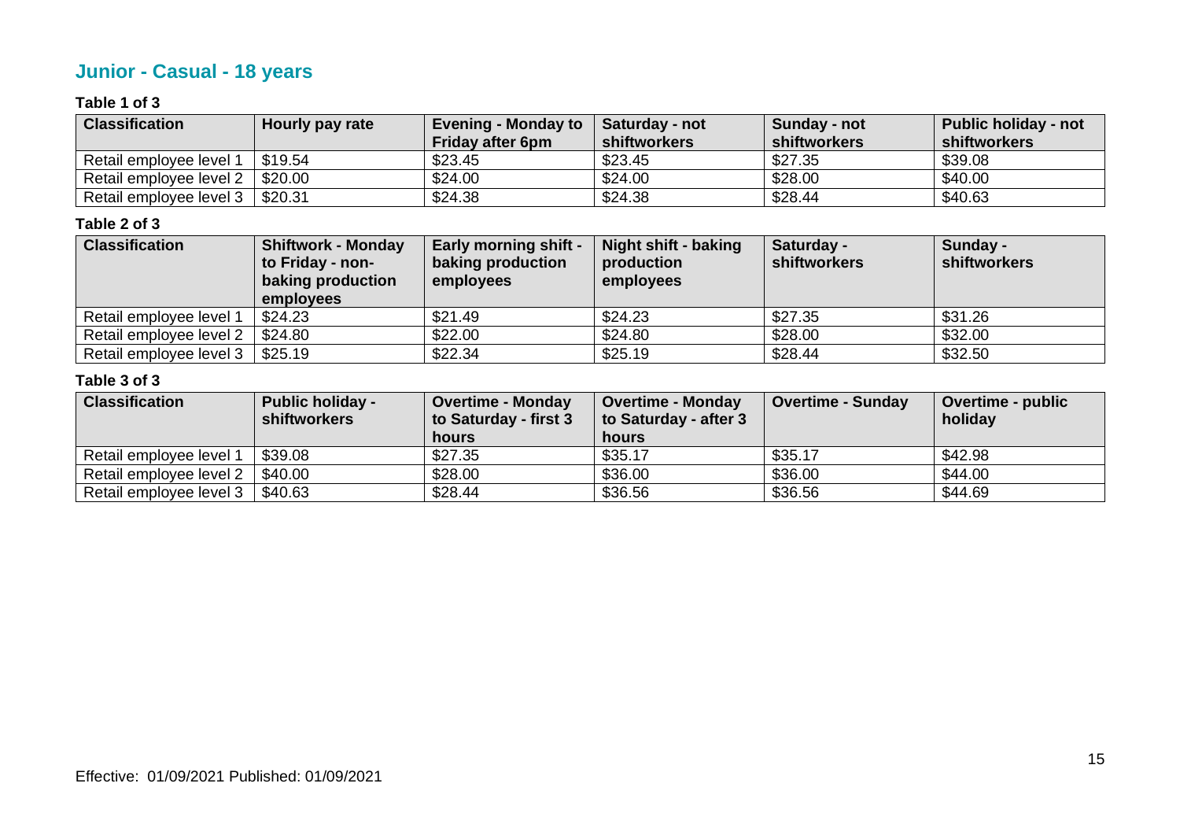## Junior - Casual - 18 years

**Table 1 of 3**

| Classification | Hourly pay rate | Evening - Monday to Friday after 6pm | Saturday - not shiftworkers | Sunday - not shiftworkers | Public holiday - not shiftworkers |
|---|---|---|---|---|---|
| Retail employee level 1 | $19.54 | $23.45 | $23.45 | $27.35 | $39.08 |
| Retail employee level 2 | $20.00 | $24.00 | $24.00 | $28.00 | $40.00 |
| Retail employee level 3 | $20.31 | $24.38 | $24.38 | $28.44 | $40.63 |

**Table 2 of 3**

| Classification | Shiftwork - Monday to Friday - non-baking production employees | Early morning shift - baking production employees | Night shift - baking production employees | Saturday - shiftworkers | Sunday - shiftworkers |
|---|---|---|---|---|---|
| Retail employee level 1 | $24.23 | $21.49 | $24.23 | $27.35 | $31.26 |
| Retail employee level 2 | $24.80 | $22.00 | $24.80 | $28.00 | $32.00 |
| Retail employee level 3 | $25.19 | $22.34 | $25.19 | $28.44 | $32.50 |

**Table 3 of 3**

| Classification | Public holiday - shiftworkers | Overtime - Monday to Saturday - first 3 hours | Overtime - Monday to Saturday - after 3 hours | Overtime - Sunday | Overtime - public holiday |
|---|---|---|---|---|---|
| Retail employee level 1 | $39.08 | $27.35 | $35.17 | $35.17 | $42.98 |
| Retail employee level 2 | $40.00 | $28.00 | $36.00 | $36.00 | $44.00 |
| Retail employee level 3 | $40.63 | $28.44 | $36.56 | $36.56 | $44.69 |

Effective: 01/09/2021 Published: 01/09/2021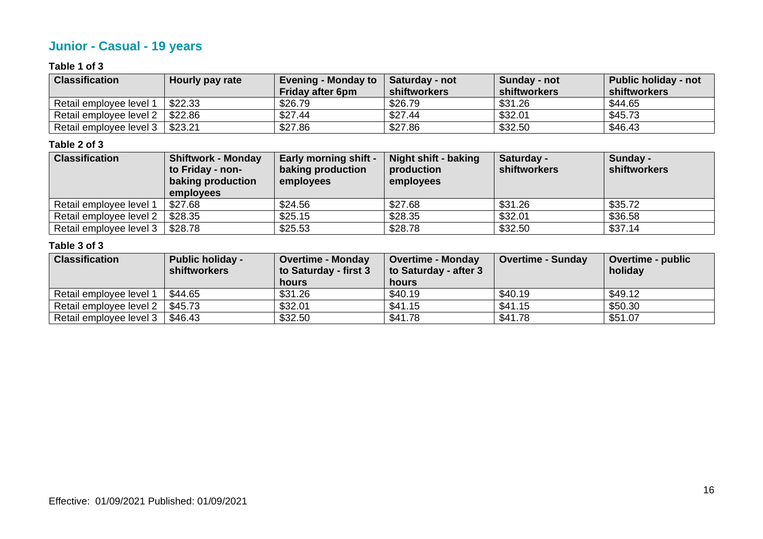## Junior - Casual - 19 years

**Table 1 of 3**

| Classification | Hourly pay rate | Evening - Monday to Friday after 6pm | Saturday - not shiftworkers | Sunday - not shiftworkers | Public holiday - not shiftworkers |
|---|---|---|---|---|---|
| Retail employee level 1 | $22.33 | $26.79 | $26.79 | $31.26 | $44.65 |
| Retail employee level 2 | $22.86 | $27.44 | $27.44 | $32.01 | $45.73 |
| Retail employee level 3 | $23.21 | $27.86 | $27.86 | $32.50 | $46.43 |

**Table 2 of 3**

| Classification | Shiftwork - Monday to Friday - non-baking production employees | Early morning shift - baking production employees | Night shift - baking production employees | Saturday - shiftworkers | Sunday - shiftworkers |
|---|---|---|---|---|---|
| Retail employee level 1 | $27.68 | $24.56 | $27.68 | $31.26 | $35.72 |
| Retail employee level 2 | $28.35 | $25.15 | $28.35 | $32.01 | $36.58 |
| Retail employee level 3 | $28.78 | $25.53 | $28.78 | $32.50 | $37.14 |

**Table 3 of 3**

| Classification | Public holiday - shiftworkers | Overtime - Monday to Saturday - first 3 hours | Overtime - Monday to Saturday - after 3 hours | Overtime - Sunday | Overtime - public holiday |
|---|---|---|---|---|---|
| Retail employee level 1 | $44.65 | $31.26 | $40.19 | $40.19 | $49.12 |
| Retail employee level 2 | $45.73 | $32.01 | $41.15 | $41.15 | $50.30 |
| Retail employee level 3 | $46.43 | $32.50 | $41.78 | $41.78 | $51.07 |

Effective: 01/09/2021 Published: 01/09/2021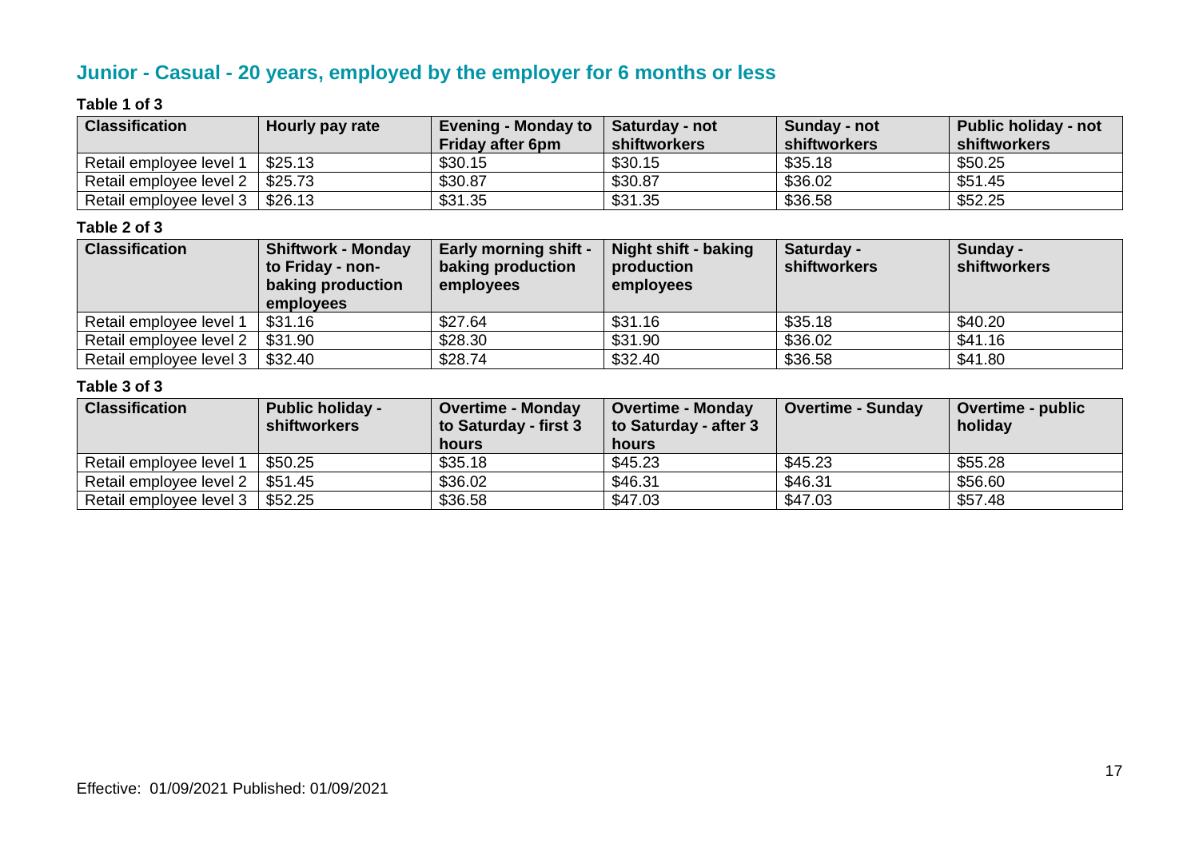## Junior - Casual - 20 years, employed by the employer for 6 months or less

**Table 1 of 3**

| Classification | Hourly pay rate | Evening - Monday to Friday after 6pm | Saturday - not shiftworkers | Sunday - not shiftworkers | Public holiday - not shiftworkers |
|---|---|---|---|---|---|
| Retail employee level 1 | $25.13 | $30.15 | $30.15 | $35.18 | $50.25 |
| Retail employee level 2 | $25.73 | $30.87 | $30.87 | $36.02 | $51.45 |
| Retail employee level 3 | $26.13 | $31.35 | $31.35 | $36.58 | $52.25 |

**Table 2 of 3**

| Classification | Shiftwork - Monday to Friday - non-baking production employees | Early morning shift - baking production employees | Night shift - baking production employees | Saturday - shiftworkers | Sunday - shiftworkers |
|---|---|---|---|---|---|
| Retail employee level 1 | $31.16 | $27.64 | $31.16 | $35.18 | $40.20 |
| Retail employee level 2 | $31.90 | $28.30 | $31.90 | $36.02 | $41.16 |
| Retail employee level 3 | $32.40 | $28.74 | $32.40 | $36.58 | $41.80 |

**Table 3 of 3**

| Classification | Public holiday - shiftworkers | Overtime - Monday to Saturday - first 3 hours | Overtime - Monday to Saturday - after 3 hours | Overtime - Sunday | Overtime - public holiday |
|---|---|---|---|---|---|
| Retail employee level 1 | $50.25 | $35.18 | $45.23 | $45.23 | $55.28 |
| Retail employee level 2 | $51.45 | $36.02 | $46.31 | $46.31 | $56.60 |
| Retail employee level 3 | $52.25 | $36.58 | $47.03 | $47.03 | $57.48 |

Effective: 01/09/2021 Published: 01/09/2021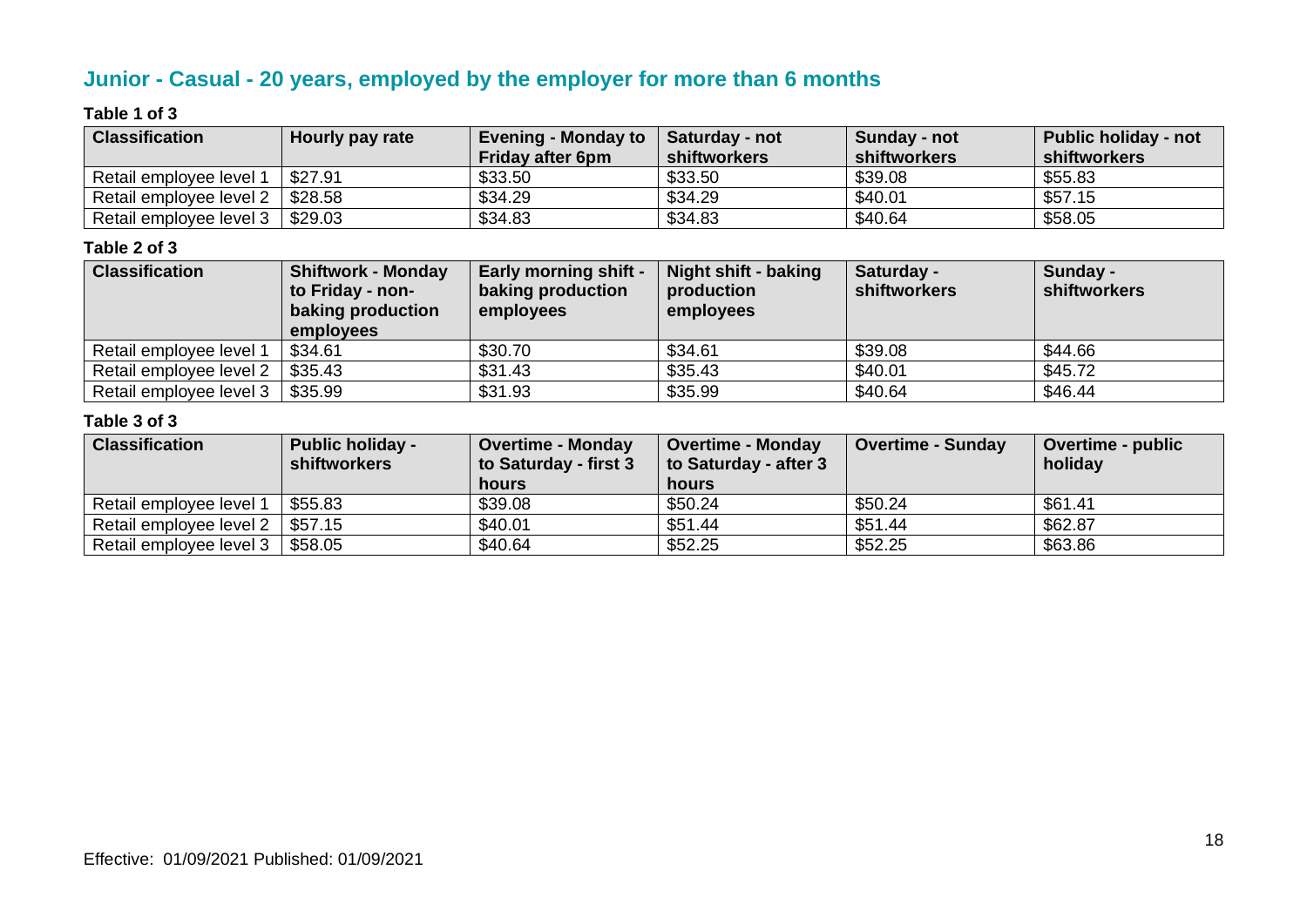## Junior - Casual - 20 years, employed by the employer for more than 6 months

**Table 1 of 3**

| Classification | Hourly pay rate | Evening - Monday to Friday after 6pm | Saturday - not shiftworkers | Sunday - not shiftworkers | Public holiday - not shiftworkers |
|---|---|---|---|---|---|
| Retail employee level 1 | $27.91 | $33.50 | $33.50 | $39.08 | $55.83 |
| Retail employee level 2 | $28.58 | $34.29 | $34.29 | $40.01 | $57.15 |
| Retail employee level 3 | $29.03 | $34.83 | $34.83 | $40.64 | $58.05 |

**Table 2 of 3**

| Classification | Shiftwork - Monday to Friday - non-baking production employees | Early morning shift - baking production employees | Night shift - baking production employees | Saturday - shiftworkers | Sunday - shiftworkers |
|---|---|---|---|---|---|
| Retail employee level 1 | $34.61 | $30.70 | $34.61 | $39.08 | $44.66 |
| Retail employee level 2 | $35.43 | $31.43 | $35.43 | $40.01 | $45.72 |
| Retail employee level 3 | $35.99 | $31.93 | $35.99 | $40.64 | $46.44 |

**Table 3 of 3**

| Classification | Public holiday - shiftworkers | Overtime - Monday to Saturday - first 3 hours | Overtime - Monday to Saturday - after 3 hours | Overtime - Sunday | Overtime - public holiday |
|---|---|---|---|---|---|
| Retail employee level 1 | $55.83 | $39.08 | $50.24 | $50.24 | $61.41 |
| Retail employee level 2 | $57.15 | $40.01 | $51.44 | $51.44 | $62.87 |
| Retail employee level 3 | $58.05 | $40.64 | $52.25 | $52.25 | $63.86 |

Effective: 01/09/2021 Published: 01/09/2021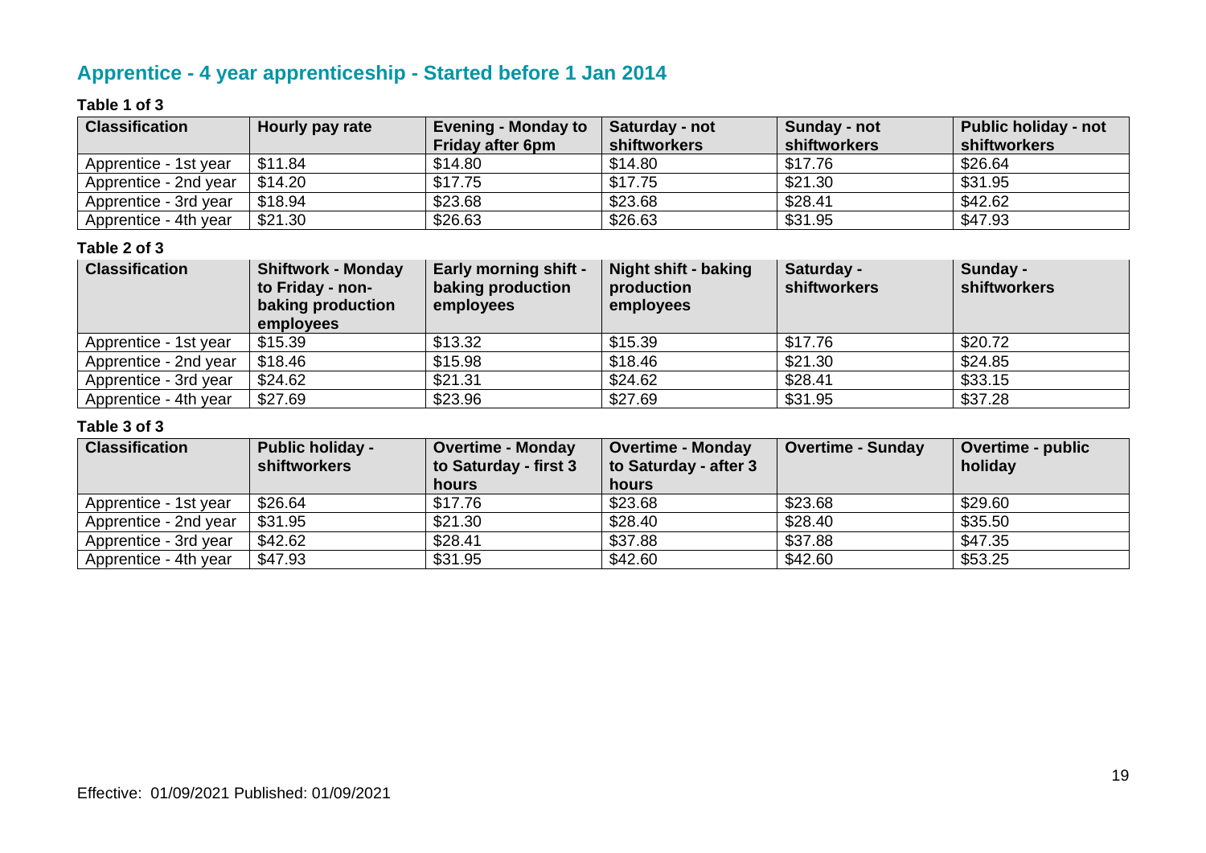## Apprentice - 4 year apprenticeship - Started before 1 Jan 2014

**Table 1 of 3**

| Classification | Hourly pay rate | Evening - Monday to Friday after 6pm | Saturday - not shiftworkers | Sunday - not shiftworkers | Public holiday - not shiftworkers |
|---|---|---|---|---|---|
| Apprentice - 1st year | $11.84 | $14.80 | $14.80 | $17.76 | $26.64 |
| Apprentice - 2nd year | $14.20 | $17.75 | $17.75 | $21.30 | $31.95 |
| Apprentice - 3rd year | $18.94 | $23.68 | $23.68 | $28.41 | $42.62 |
| Apprentice - 4th year | $21.30 | $26.63 | $26.63 | $31.95 | $47.93 |

**Table 2 of 3**

| Classification | Shiftwork - Monday to Friday - non-baking production employees | Early morning shift - baking production employees | Night shift - baking production employees | Saturday - shiftworkers | Sunday - shiftworkers |
|---|---|---|---|---|---|
| Apprentice - 1st year | $15.39 | $13.32 | $15.39 | $17.76 | $20.72 |
| Apprentice - 2nd year | $18.46 | $15.98 | $18.46 | $21.30 | $24.85 |
| Apprentice - 3rd year | $24.62 | $21.31 | $24.62 | $28.41 | $33.15 |
| Apprentice - 4th year | $27.69 | $23.96 | $27.69 | $31.95 | $37.28 |

**Table 3 of 3**

| Classification | Public holiday - shiftworkers | Overtime - Monday to Saturday - first 3 hours | Overtime - Monday to Saturday - after 3 hours | Overtime - Sunday | Overtime - public holiday |
|---|---|---|---|---|---|
| Apprentice - 1st year | $26.64 | $17.76 | $23.68 | $23.68 | $29.60 |
| Apprentice - 2nd year | $31.95 | $21.30 | $28.40 | $28.40 | $35.50 |
| Apprentice - 3rd year | $42.62 | $28.41 | $37.88 | $37.88 | $47.35 |
| Apprentice - 4th year | $47.93 | $31.95 | $42.60 | $42.60 | $53.25 |

Effective: 01/09/2021 Published: 01/09/2021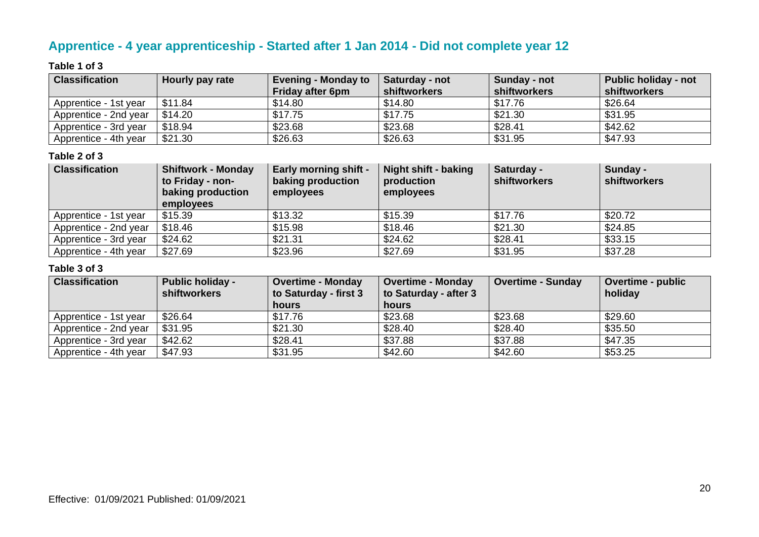## Apprentice - 4 year apprenticeship - Started after 1 Jan 2014 - Did not complete year 12

**Table 1 of 3**

| Classification | Hourly pay rate | Evening - Monday to Friday after 6pm | Saturday - not shiftworkers | Sunday - not shiftworkers | Public holiday - not shiftworkers |
|---|---|---|---|---|---|
| Apprentice - 1st year | $11.84 | $14.80 | $14.80 | $17.76 | $26.64 |
| Apprentice - 2nd year | $14.20 | $17.75 | $17.75 | $21.30 | $31.95 |
| Apprentice - 3rd year | $18.94 | $23.68 | $23.68 | $28.41 | $42.62 |
| Apprentice - 4th year | $21.30 | $26.63 | $26.63 | $31.95 | $47.93 |

**Table 2 of 3**

| Classification | Shiftwork - Monday to Friday - non-baking production employees | Early morning shift - baking production employees | Night shift - baking production employees | Saturday - shiftworkers | Sunday - shiftworkers |
|---|---|---|---|---|---|
| Apprentice - 1st year | $15.39 | $13.32 | $15.39 | $17.76 | $20.72 |
| Apprentice - 2nd year | $18.46 | $15.98 | $18.46 | $21.30 | $24.85 |
| Apprentice - 3rd year | $24.62 | $21.31 | $24.62 | $28.41 | $33.15 |
| Apprentice - 4th year | $27.69 | $23.96 | $27.69 | $31.95 | $37.28 |

**Table 3 of 3**

| Classification | Public holiday - shiftworkers | Overtime - Monday to Saturday - first 3 hours | Overtime - Monday to Saturday - after 3 hours | Overtime - Sunday | Overtime - public holiday |
|---|---|---|---|---|---|
| Apprentice - 1st year | $26.64 | $17.76 | $23.68 | $23.68 | $29.60 |
| Apprentice - 2nd year | $31.95 | $21.30 | $28.40 | $28.40 | $35.50 |
| Apprentice - 3rd year | $42.62 | $28.41 | $37.88 | $37.88 | $47.35 |
| Apprentice - 4th year | $47.93 | $31.95 | $42.60 | $42.60 | $53.25 |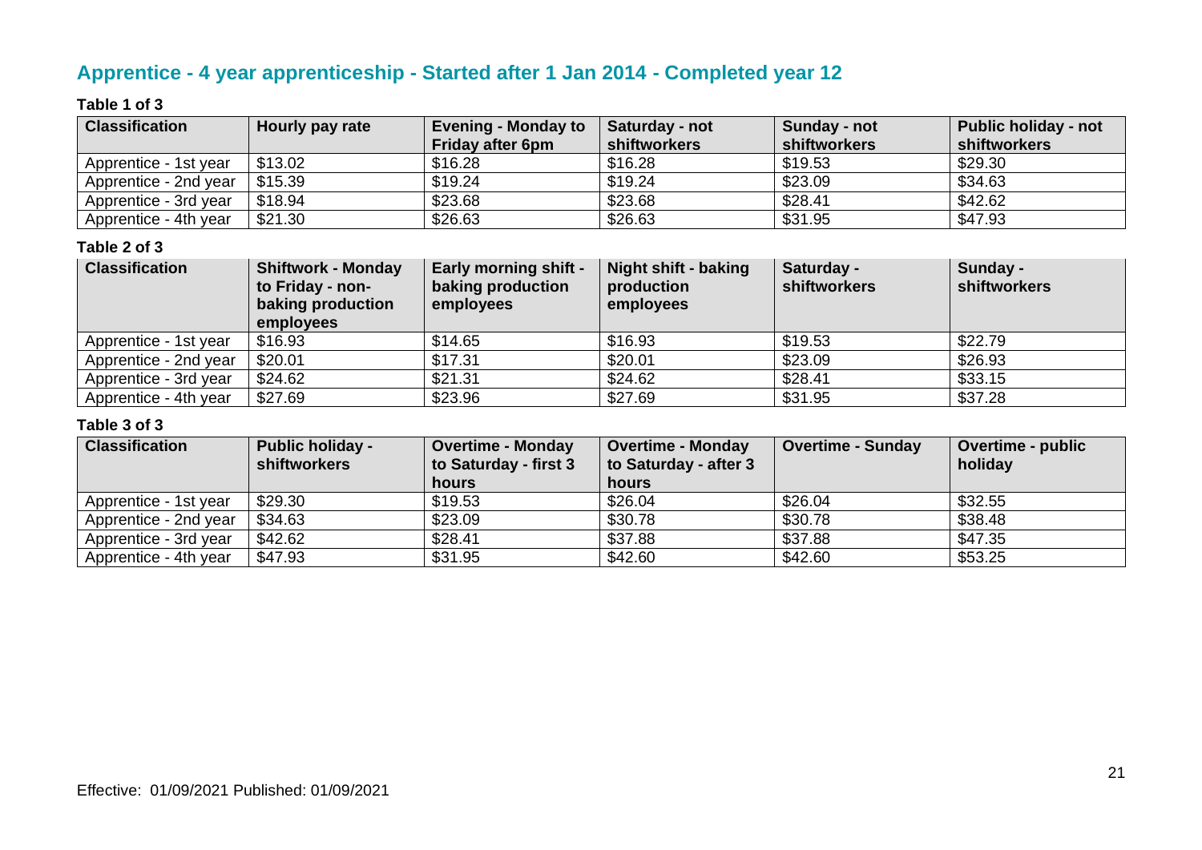## Apprentice - 4 year apprenticeship - Started after 1 Jan 2014 - Completed year 12

**Table 1 of 3**

| Classification | Hourly pay rate | Evening - Monday to Friday after 6pm | Saturday - not shiftworkers | Sunday - not shiftworkers | Public holiday - not shiftworkers |
|---|---|---|---|---|---|
| Apprentice - 1st year | $13.02 | $16.28 | $16.28 | $19.53 | $29.30 |
| Apprentice - 2nd year | $15.39 | $19.24 | $19.24 | $23.09 | $34.63 |
| Apprentice - 3rd year | $18.94 | $23.68 | $23.68 | $28.41 | $42.62 |
| Apprentice - 4th year | $21.30 | $26.63 | $26.63 | $31.95 | $47.93 |

**Table 2 of 3**

| Classification | Shiftwork - Monday to Friday - non-baking production employees | Early morning shift - baking production employees | Night shift - baking production employees | Saturday - shiftworkers | Sunday - shiftworkers |
|---|---|---|---|---|---|
| Apprentice - 1st year | $16.93 | $14.65 | $16.93 | $19.53 | $22.79 |
| Apprentice - 2nd year | $20.01 | $17.31 | $20.01 | $23.09 | $26.93 |
| Apprentice - 3rd year | $24.62 | $21.31 | $24.62 | $28.41 | $33.15 |
| Apprentice - 4th year | $27.69 | $23.96 | $27.69 | $31.95 | $37.28 |

**Table 3 of 3**

| Classification | Public holiday - shiftworkers | Overtime - Monday to Saturday - first 3 hours | Overtime - Monday to Saturday - after 3 hours | Overtime - Sunday | Overtime - public holiday |
|---|---|---|---|---|---|
| Apprentice - 1st year | $29.30 | $19.53 | $26.04 | $26.04 | $32.55 |
| Apprentice - 2nd year | $34.63 | $23.09 | $30.78 | $30.78 | $38.48 |
| Apprentice - 3rd year | $42.62 | $28.41 | $37.88 | $37.88 | $47.35 |
| Apprentice - 4th year | $47.93 | $31.95 | $42.60 | $42.60 | $53.25 |

Effective: 01/09/2021 Published: 01/09/2021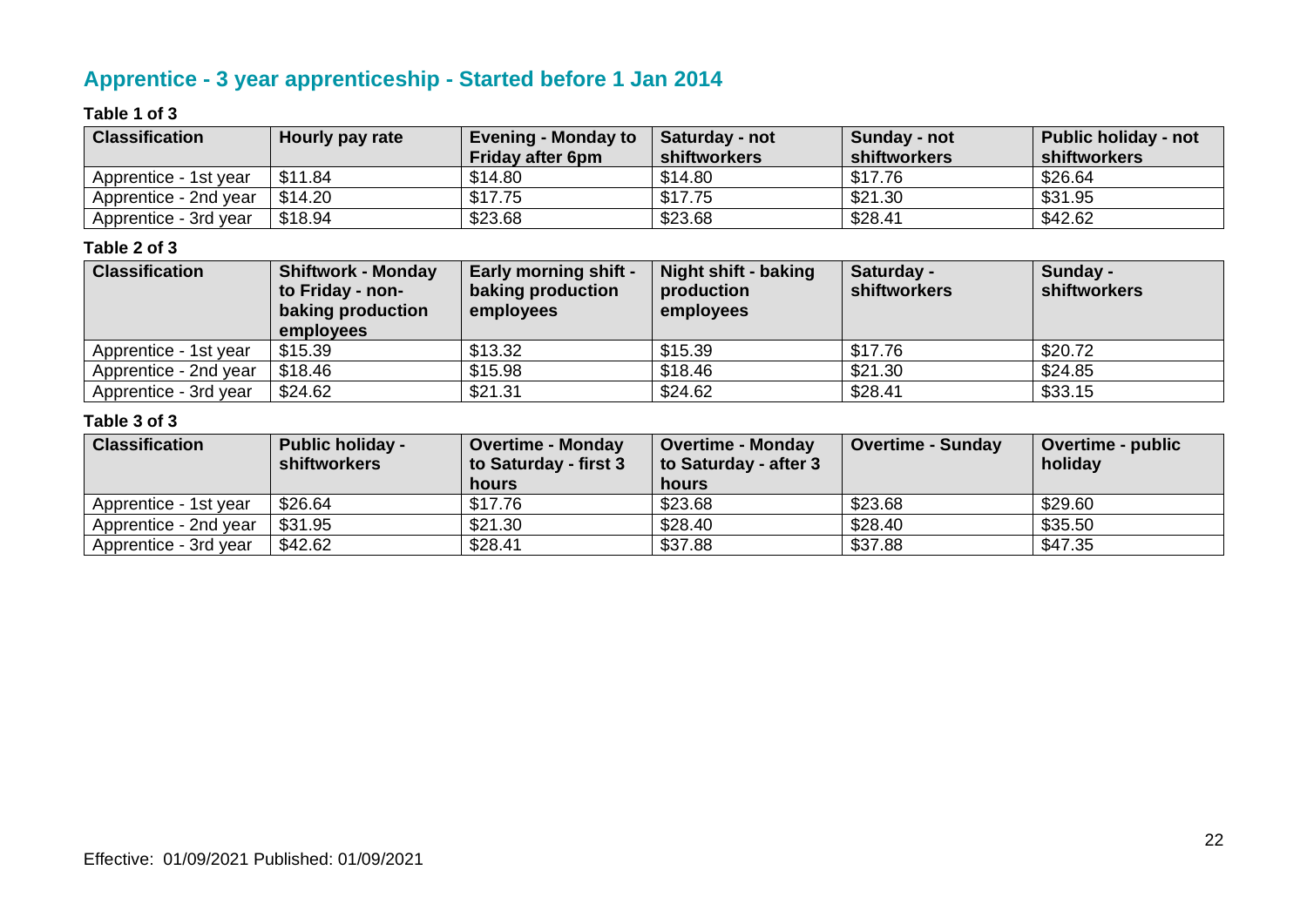## Apprentice - 3 year apprenticeship - Started before 1 Jan 2014

**Table 1 of 3**

| Classification | Hourly pay rate | Evening - Monday to Friday after 6pm | Saturday - not shiftworkers | Sunday - not shiftworkers | Public holiday - not shiftworkers |
|---|---|---|---|---|---|
| Apprentice - 1st year | $11.84 | $14.80 | $14.80 | $17.76 | $26.64 |
| Apprentice - 2nd year | $14.20 | $17.75 | $17.75 | $21.30 | $31.95 |
| Apprentice - 3rd year | $18.94 | $23.68 | $23.68 | $28.41 | $42.62 |

**Table 2 of 3**

| Classification | Shiftwork - Monday to Friday - non-baking production employees | Early morning shift - baking production employees | Night shift - baking production employees | Saturday - shiftworkers | Sunday - shiftworkers |
|---|---|---|---|---|---|
| Apprentice - 1st year | $15.39 | $13.32 | $15.39 | $17.76 | $20.72 |
| Apprentice - 2nd year | $18.46 | $15.98 | $18.46 | $21.30 | $24.85 |
| Apprentice - 3rd year | $24.62 | $21.31 | $24.62 | $28.41 | $33.15 |

**Table 3 of 3**

| Classification | Public holiday - shiftworkers | Overtime - Monday to Saturday - first 3 hours | Overtime - Monday to Saturday - after 3 hours | Overtime - Sunday | Overtime - public holiday |
|---|---|---|---|---|---|
| Apprentice - 1st year | $26.64 | $17.76 | $23.68 | $23.68 | $29.60 |
| Apprentice - 2nd year | $31.95 | $21.30 | $28.40 | $28.40 | $35.50 |
| Apprentice - 3rd year | $42.62 | $28.41 | $37.88 | $37.88 | $47.35 |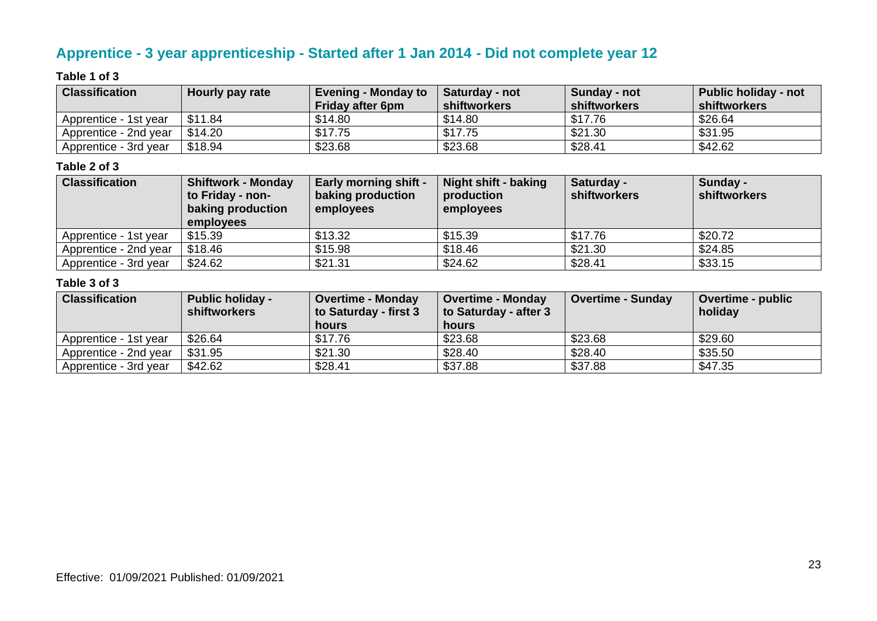## Apprentice - 3 year apprenticeship - Started after 1 Jan 2014 - Did not complete year 12

**Table 1 of 3**

| Classification | Hourly pay rate | Evening - Monday to Friday after 6pm | Saturday - not shiftworkers | Sunday - not shiftworkers | Public holiday - not shiftworkers |
|---|---|---|---|---|---|
| Apprentice - 1st year | $11.84 | $14.80 | $14.80 | $17.76 | $26.64 |
| Apprentice - 2nd year | $14.20 | $17.75 | $17.75 | $21.30 | $31.95 |
| Apprentice - 3rd year | $18.94 | $23.68 | $23.68 | $28.41 | $42.62 |

**Table 2 of 3**

| Classification | Shiftwork - Monday to Friday - non-baking production employees | Early morning shift - baking production employees | Night shift - baking production employees | Saturday - shiftworkers | Sunday - shiftworkers |
|---|---|---|---|---|---|
| Apprentice - 1st year | $15.39 | $13.32 | $15.39 | $17.76 | $20.72 |
| Apprentice - 2nd year | $18.46 | $15.98 | $18.46 | $21.30 | $24.85 |
| Apprentice - 3rd year | $24.62 | $21.31 | $24.62 | $28.41 | $33.15 |

**Table 3 of 3**

| Classification | Public holiday - shiftworkers | Overtime - Monday to Saturday - first 3 hours | Overtime - Monday to Saturday - after 3 hours | Overtime - Sunday | Overtime - public holiday |
|---|---|---|---|---|---|
| Apprentice - 1st year | $26.64 | $17.76 | $23.68 | $23.68 | $29.60 |
| Apprentice - 2nd year | $31.95 | $21.30 | $28.40 | $28.40 | $35.50 |
| Apprentice - 3rd year | $42.62 | $28.41 | $37.88 | $37.88 | $47.35 |

Effective: 01/09/2021 Published: 01/09/2021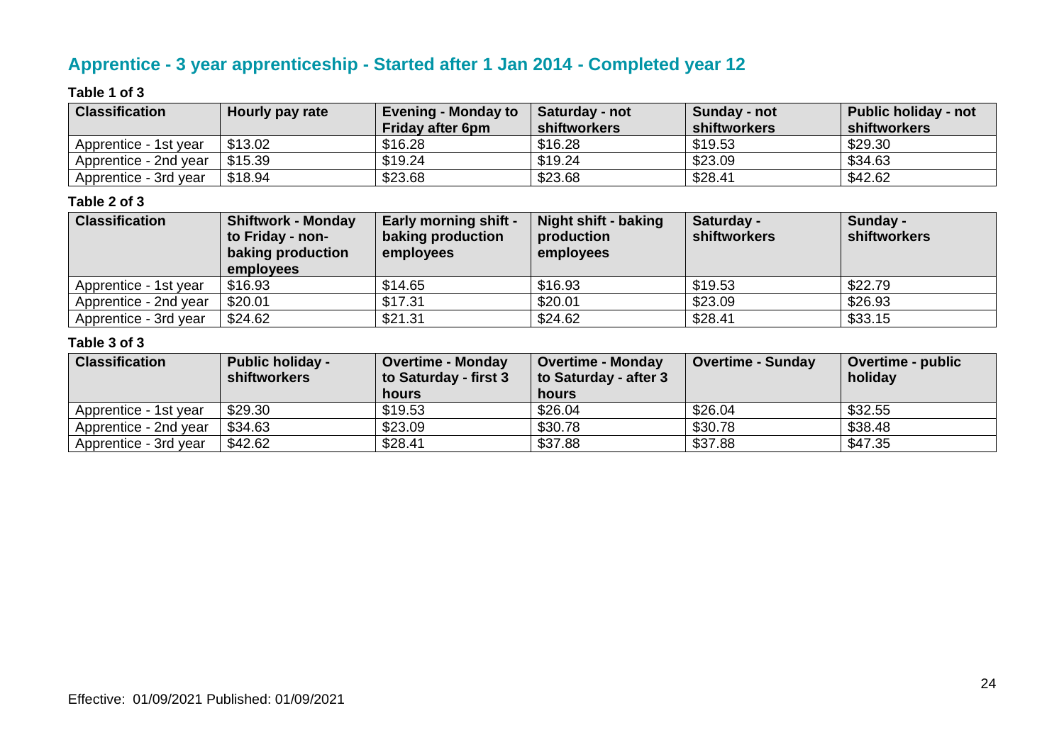## Apprentice - 3 year apprenticeship - Started after 1 Jan 2014 - Completed year 12

**Table 1 of 3**

| Classification | Hourly pay rate | Evening - Monday to Friday after 6pm | Saturday - not shiftworkers | Sunday - not shiftworkers | Public holiday - not shiftworkers |
|---|---|---|---|---|---|
| Apprentice - 1st year | $13.02 | $16.28 | $16.28 | $19.53 | $29.30 |
| Apprentice - 2nd year | $15.39 | $19.24 | $19.24 | $23.09 | $34.63 |
| Apprentice - 3rd year | $18.94 | $23.68 | $23.68 | $28.41 | $42.62 |

**Table 2 of 3**

| Classification | Shiftwork - Monday to Friday - non-baking production employees | Early morning shift - baking production employees | Night shift - baking production employees | Saturday - shiftworkers | Sunday - shiftworkers |
|---|---|---|---|---|---|
| Apprentice - 1st year | $16.93 | $14.65 | $16.93 | $19.53 | $22.79 |
| Apprentice - 2nd year | $20.01 | $17.31 | $20.01 | $23.09 | $26.93 |
| Apprentice - 3rd year | $24.62 | $21.31 | $24.62 | $28.41 | $33.15 |

**Table 3 of 3**

| Classification | Public holiday - shiftworkers | Overtime - Monday to Saturday - first 3 hours | Overtime - Monday to Saturday - after 3 hours | Overtime - Sunday | Overtime - public holiday |
|---|---|---|---|---|---|
| Apprentice - 1st year | $29.30 | $19.53 | $26.04 | $26.04 | $32.55 |
| Apprentice - 2nd year | $34.63 | $23.09 | $30.78 | $30.78 | $38.48 |
| Apprentice - 3rd year | $42.62 | $28.41 | $37.88 | $37.88 | $47.35 |

Effective: 01/09/2021 Published: 01/09/2021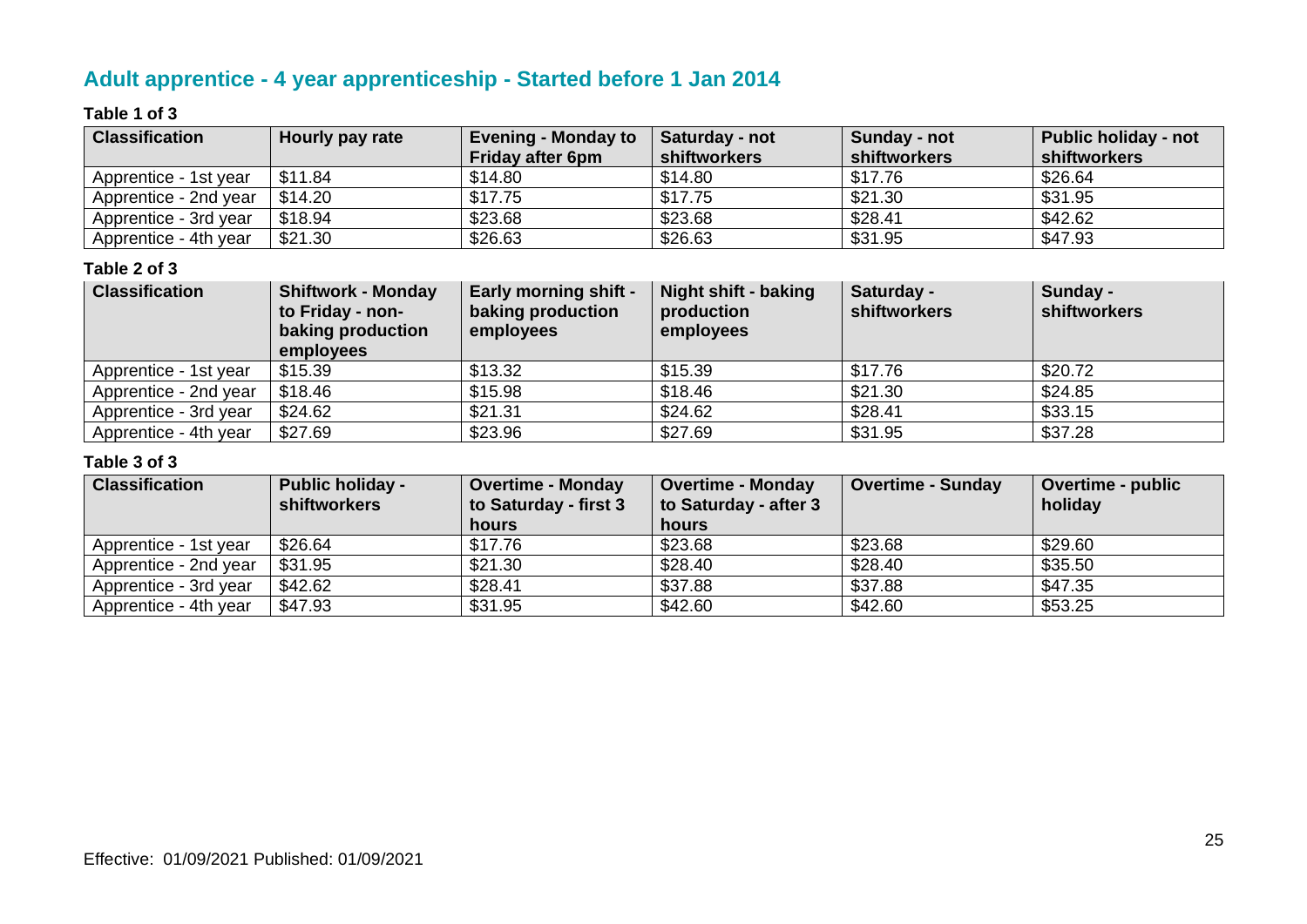## Adult apprentice - 4 year apprenticeship - Started before 1 Jan 2014

**Table 1 of 3**

| Classification | Hourly pay rate | Evening - Monday to Friday after 6pm | Saturday - not shiftworkers | Sunday - not shiftworkers | Public holiday - not shiftworkers |
|---|---|---|---|---|---|
| Apprentice - 1st year | $11.84 | $14.80 | $14.80 | $17.76 | $26.64 |
| Apprentice - 2nd year | $14.20 | $17.75 | $17.75 | $21.30 | $31.95 |
| Apprentice - 3rd year | $18.94 | $23.68 | $23.68 | $28.41 | $42.62 |
| Apprentice - 4th year | $21.30 | $26.63 | $26.63 | $31.95 | $47.93 |

**Table 2 of 3**

| Classification | Shiftwork - Monday to Friday - non-baking production employees | Early morning shift - baking production employees | Night shift - baking production employees | Saturday - shiftworkers | Sunday - shiftworkers |
|---|---|---|---|---|---|
| Apprentice - 1st year | $15.39 | $13.32 | $15.39 | $17.76 | $20.72 |
| Apprentice - 2nd year | $18.46 | $15.98 | $18.46 | $21.30 | $24.85 |
| Apprentice - 3rd year | $24.62 | $21.31 | $24.62 | $28.41 | $33.15 |
| Apprentice - 4th year | $27.69 | $23.96 | $27.69 | $31.95 | $37.28 |

**Table 3 of 3**

| Classification | Public holiday - shiftworkers | Overtime - Monday to Saturday - first 3 hours | Overtime - Monday to Saturday - after 3 hours | Overtime - Sunday | Overtime - public holiday |
|---|---|---|---|---|---|
| Apprentice - 1st year | $26.64 | $17.76 | $23.68 | $23.68 | $29.60 |
| Apprentice - 2nd year | $31.95 | $21.30 | $28.40 | $28.40 | $35.50 |
| Apprentice - 3rd year | $42.62 | $28.41 | $37.88 | $37.88 | $47.35 |
| Apprentice - 4th year | $47.93 | $31.95 | $42.60 | $42.60 | $53.25 |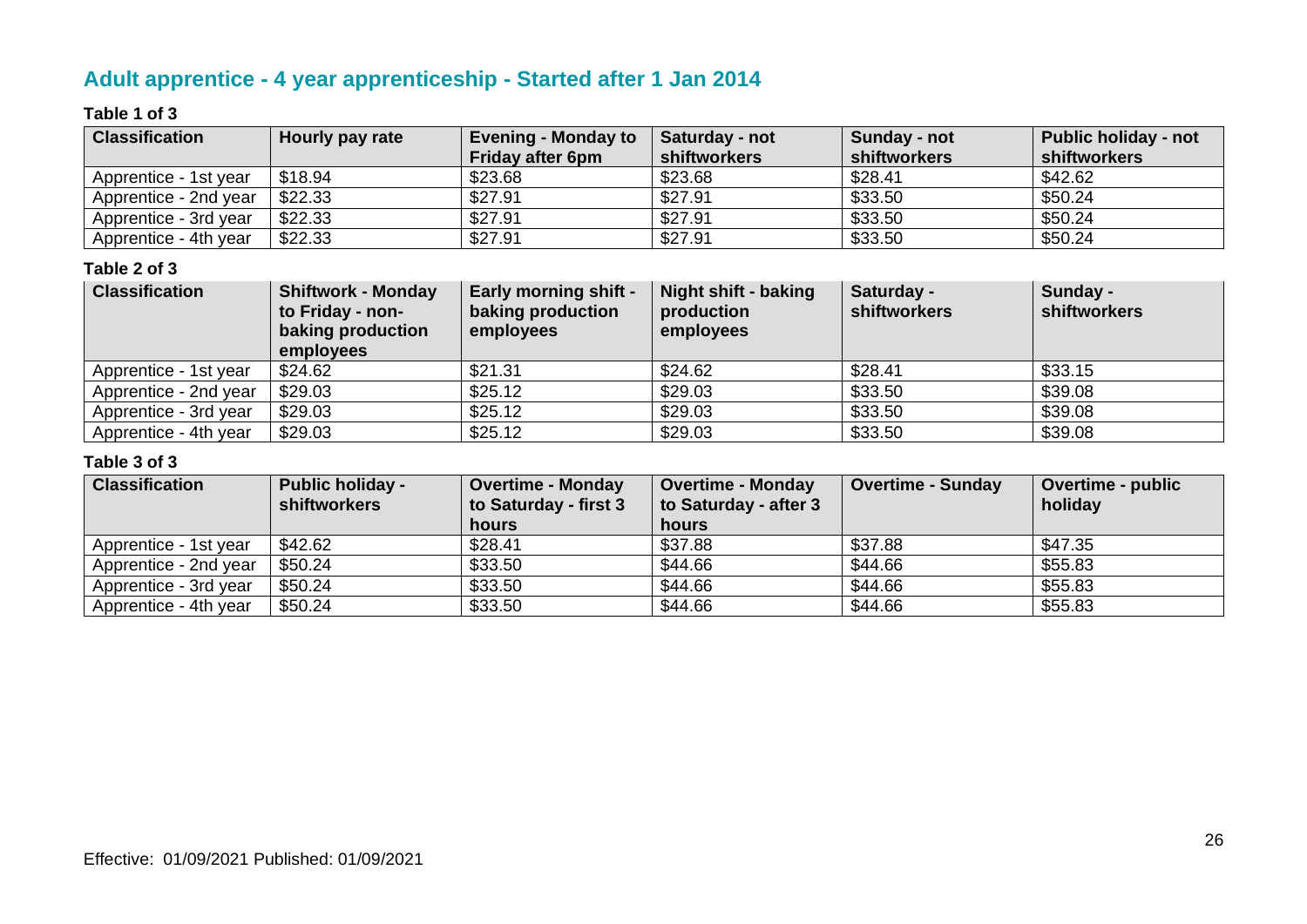## Adult apprentice - 4 year apprenticeship - Started after 1 Jan 2014

**Table 1 of 3**

| Classification | Hourly pay rate | Evening - Monday to Friday after 6pm | Saturday - not shiftworkers | Sunday - not shiftworkers | Public holiday - not shiftworkers |
|---|---|---|---|---|---|
| Apprentice - 1st year | $18.94 | $23.68 | $23.68 | $28.41 | $42.62 |
| Apprentice - 2nd year | $22.33 | $27.91 | $27.91 | $33.50 | $50.24 |
| Apprentice - 3rd year | $22.33 | $27.91 | $27.91 | $33.50 | $50.24 |
| Apprentice - 4th year | $22.33 | $27.91 | $27.91 | $33.50 | $50.24 |

**Table 2 of 3**

| Classification | Shiftwork - Monday to Friday - non-baking production employees | Early morning shift - baking production employees | Night shift - baking production employees | Saturday - shiftworkers | Sunday - shiftworkers |
|---|---|---|---|---|---|
| Apprentice - 1st year | $24.62 | $21.31 | $24.62 | $28.41 | $33.15 |
| Apprentice - 2nd year | $29.03 | $25.12 | $29.03 | $33.50 | $39.08 |
| Apprentice - 3rd year | $29.03 | $25.12 | $29.03 | $33.50 | $39.08 |
| Apprentice - 4th year | $29.03 | $25.12 | $29.03 | $33.50 | $39.08 |

**Table 3 of 3**

| Classification | Public holiday - shiftworkers | Overtime - Monday to Saturday - first 3 hours | Overtime - Monday to Saturday - after 3 hours | Overtime - Sunday | Overtime - public holiday |
|---|---|---|---|---|---|
| Apprentice - 1st year | $42.62 | $28.41 | $37.88 | $37.88 | $47.35 |
| Apprentice - 2nd year | $50.24 | $33.50 | $44.66 | $44.66 | $55.83 |
| Apprentice - 3rd year | $50.24 | $33.50 | $44.66 | $44.66 | $55.83 |
| Apprentice - 4th year | $50.24 | $33.50 | $44.66 | $44.66 | $55.83 |

Effective: 01/09/2021 Published: 01/09/2021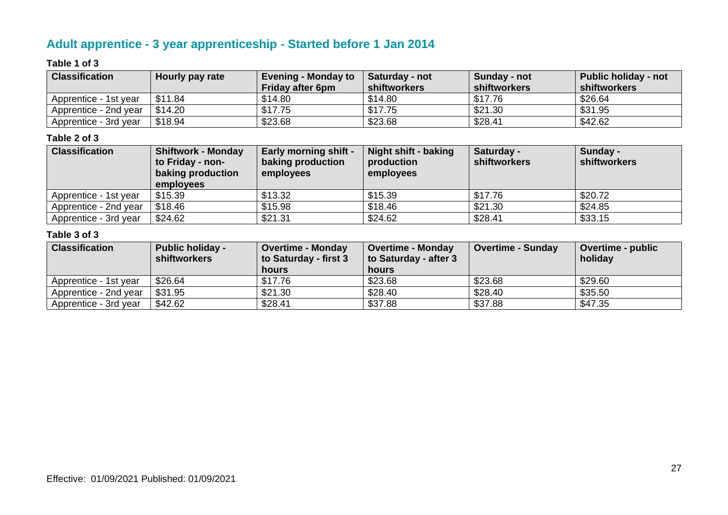## Adult apprentice - 3 year apprenticeship - Started before 1 Jan 2014

**Table 1 of 3**

| Classification | Hourly pay rate | Evening - Monday to Friday after 6pm | Saturday - not shiftworkers | Sunday - not shiftworkers | Public holiday - not shiftworkers |
|---|---|---|---|---|---|
| Apprentice - 1st year | $11.84 | $14.80 | $14.80 | $17.76 | $26.64 |
| Apprentice - 2nd year | $14.20 | $17.75 | $17.75 | $21.30 | $31.95 |
| Apprentice - 3rd year | $18.94 | $23.68 | $23.68 | $28.41 | $42.62 |

**Table 2 of 3**

| Classification | Shiftwork - Monday to Friday - non-baking production employees | Early morning shift - baking production employees | Night shift - baking production employees | Saturday - shiftworkers | Sunday - shiftworkers |
|---|---|---|---|---|---|
| Apprentice - 1st year | $15.39 | $13.32 | $15.39 | $17.76 | $20.72 |
| Apprentice - 2nd year | $18.46 | $15.98 | $18.46 | $21.30 | $24.85 |
| Apprentice - 3rd year | $24.62 | $21.31 | $24.62 | $28.41 | $33.15 |

**Table 3 of 3**

| Classification | Public holiday - shiftworkers | Overtime - Monday to Saturday - first 3 hours | Overtime - Monday to Saturday - after 3 hours | Overtime - Sunday | Overtime - public holiday |
|---|---|---|---|---|---|
| Apprentice - 1st year | $26.64 | $17.76 | $23.68 | $23.68 | $29.60 |
| Apprentice - 2nd year | $31.95 | $21.30 | $28.40 | $28.40 | $35.50 |
| Apprentice - 3rd year | $42.62 | $28.41 | $37.88 | $37.88 | $47.35 |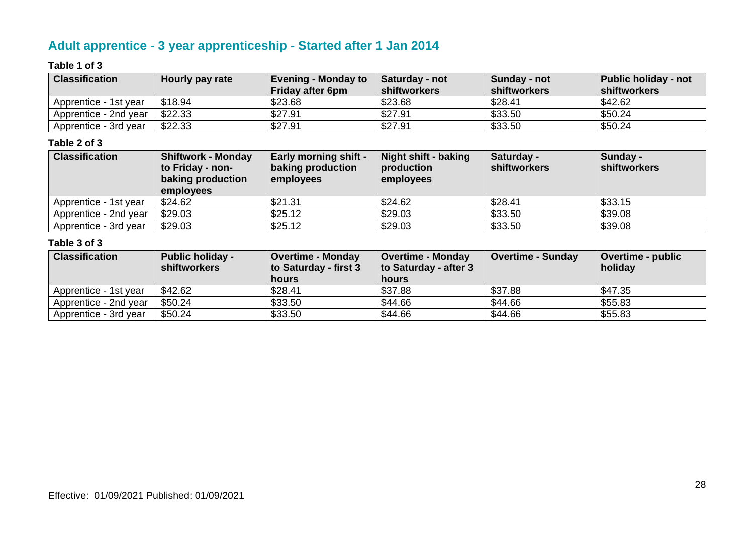## Adult apprentice - 3 year apprenticeship - Started after 1 Jan 2014

**Table 1 of 3**

| Classification | Hourly pay rate | Evening - Monday to Friday after 6pm | Saturday - not shiftworkers | Sunday - not shiftworkers | Public holiday - not shiftworkers |
|---|---|---|---|---|---|
| Apprentice - 1st year | $18.94 | $23.68 | $23.68 | $28.41 | $42.62 |
| Apprentice - 2nd year | $22.33 | $27.91 | $27.91 | $33.50 | $50.24 |
| Apprentice - 3rd year | $22.33 | $27.91 | $27.91 | $33.50 | $50.24 |

**Table 2 of 3**

| Classification | Shiftwork - Monday to Friday - non-baking production employees | Early morning shift - baking production employees | Night shift - baking production employees | Saturday - shiftworkers | Sunday - shiftworkers |
|---|---|---|---|---|---|
| Apprentice - 1st year | $24.62 | $21.31 | $24.62 | $28.41 | $33.15 |
| Apprentice - 2nd year | $29.03 | $25.12 | $29.03 | $33.50 | $39.08 |
| Apprentice - 3rd year | $29.03 | $25.12 | $29.03 | $33.50 | $39.08 |

**Table 3 of 3**

| Classification | Public holiday - shiftworkers | Overtime - Monday to Saturday - first 3 hours | Overtime - Monday to Saturday - after 3 hours | Overtime - Sunday | Overtime - public holiday |
|---|---|---|---|---|---|
| Apprentice - 1st year | $42.62 | $28.41 | $37.88 | $37.88 | $47.35 |
| Apprentice - 2nd year | $50.24 | $33.50 | $44.66 | $44.66 | $55.83 |
| Apprentice - 3rd year | $50.24 | $33.50 | $44.66 | $44.66 | $55.83 |

Effective: 01/09/2021 Published: 01/09/2021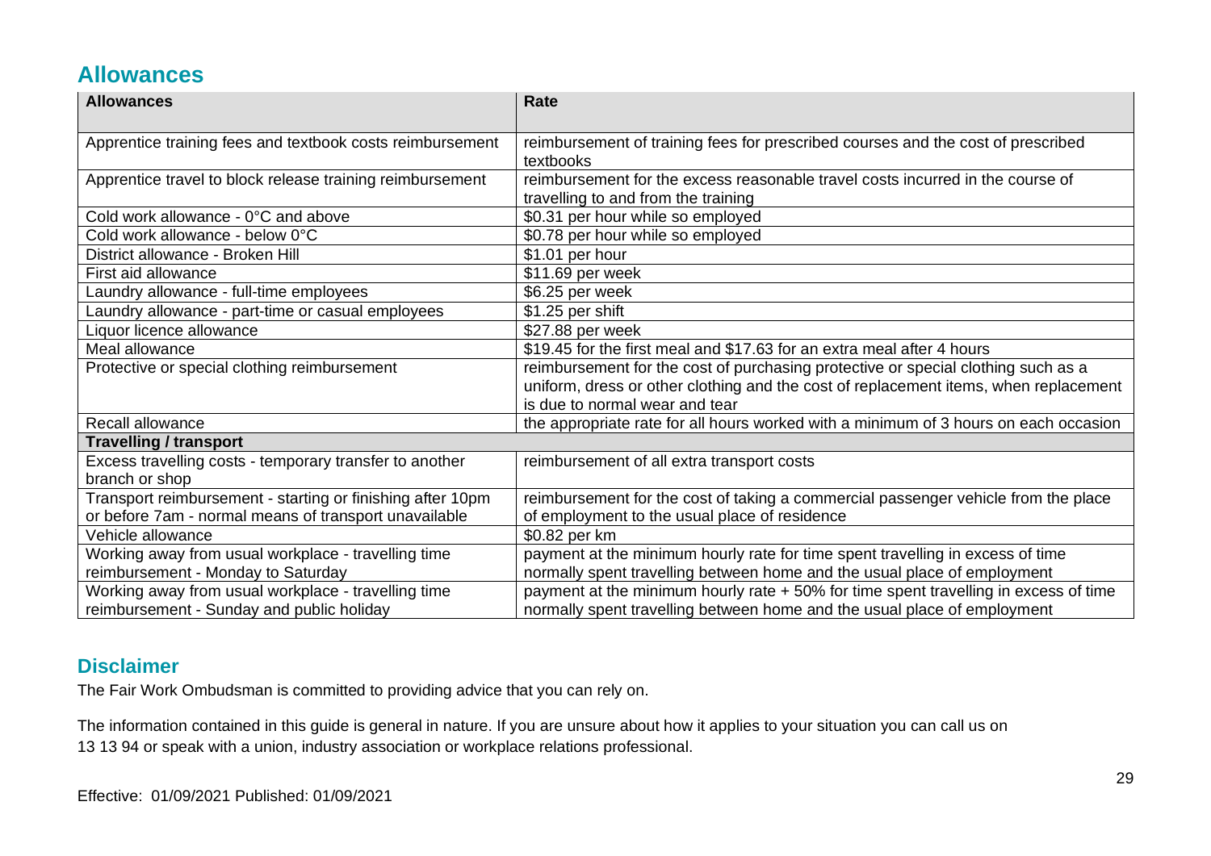## Allowances

| Allowances | Rate |
|---|---|
| Apprentice training fees and textbook costs reimbursement | reimbursement of training fees for prescribed courses and the cost of prescribed textbooks |
| Apprentice travel to block release training reimbursement | reimbursement for the excess reasonable travel costs incurred in the course of travelling to and from the training |
| Cold work allowance - 0°C and above | $0.31 per hour while so employed |
| Cold work allowance - below 0°C | $0.78 per hour while so employed |
| District allowance - Broken Hill | $1.01 per hour |
| First aid allowance | $11.69 per week |
| Laundry allowance - full-time employees | $6.25 per week |
| Laundry allowance - part-time or casual employees | $1.25 per shift |
| Liquor licence allowance | $27.88 per week |
| Meal allowance | $19.45 for the first meal and $17.63 for an extra meal after 4 hours |
| Protective or special clothing reimbursement | reimbursement for the cost of purchasing protective or special clothing such as a uniform, dress or other clothing and the cost of replacement items, when replacement is due to normal wear and tear |
| Recall allowance | the appropriate rate for all hours worked with a minimum of 3 hours on each occasion |
| **Travelling / transport** | |
| Excess travelling costs - temporary transfer to another branch or shop | reimbursement of all extra transport costs |
| Transport reimbursement - starting or finishing after 10pm or before 7am - normal means of transport unavailable | reimbursement for the cost of taking a commercial passenger vehicle from the place of employment to the usual place of residence |
| Vehicle allowance | $0.82 per km |
| Working away from usual workplace - travelling time reimbursement - Monday to Saturday | payment at the minimum hourly rate for time spent travelling in excess of time normally spent travelling between home and the usual place of employment |
| Working away from usual workplace - travelling time reimbursement - Sunday and public holiday | payment at the minimum hourly rate + 50% for time spent travelling in excess of time normally spent travelling between home and the usual place of employment |

## Disclaimer

The Fair Work Ombudsman is committed to providing advice that you can rely on.

The information contained in this guide is general in nature. If you are unsure about how it applies to your situation you can call us on 13 13 94 or speak with a union, industry association or workplace relations professional.

Effective: 01/09/2021 Published: 01/09/2021